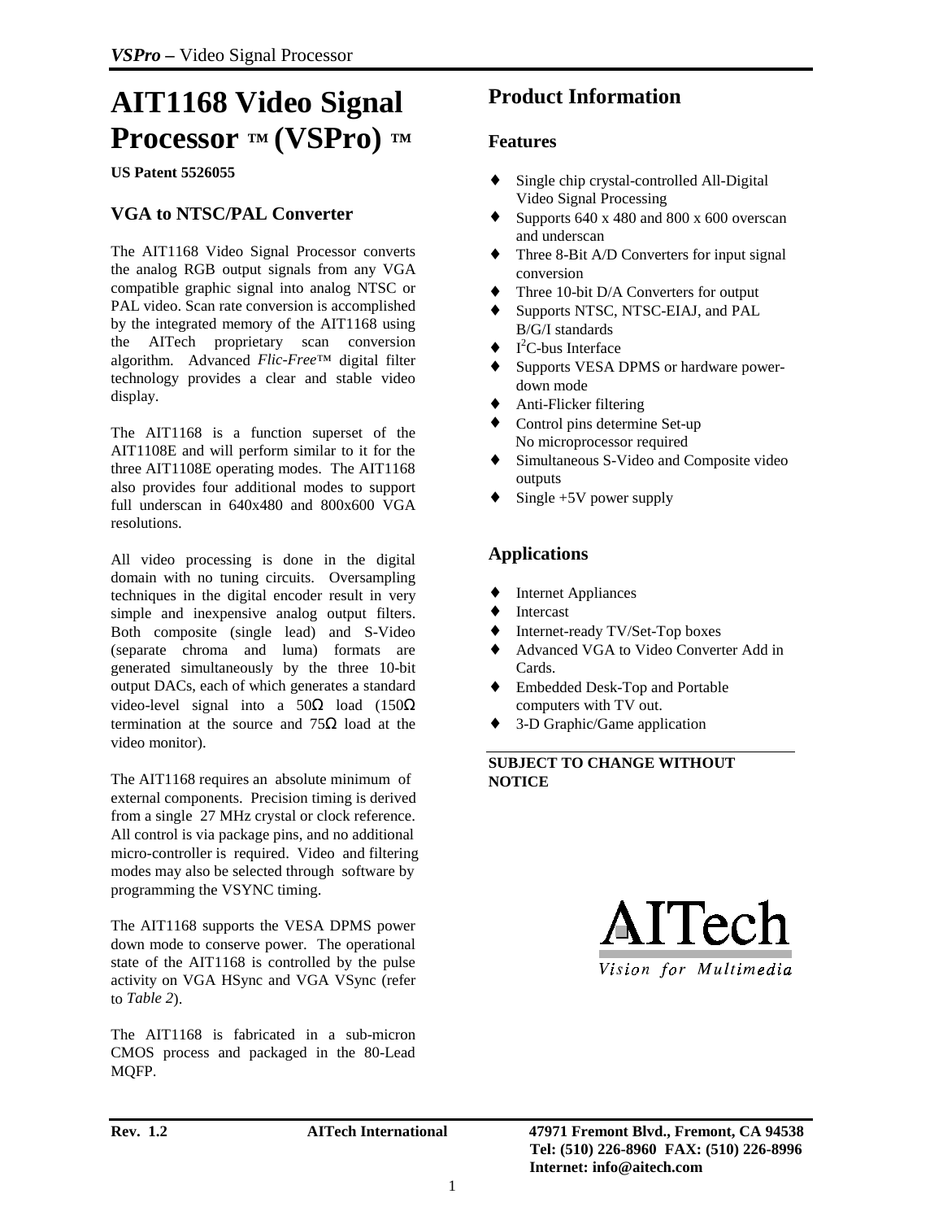# AIT1168 Video Signal Processor ™ (VSPro) ™

**US Patent 5526055**

## VGA to NTSC/PAL Converter

The AIT1168 Video Signal Processor converts the analog RGB output signals from any VGA compatible graphic signal into analog NTSC or PAL video. Scan rate conversion is accomplished by the integrated memory of the AIT1168 using the AITech proprietary scan conversion algorithm. Advanced *Flic-Free*™ digital filter technology provides a clear and stable video display.

The AIT1168 is a function superset of the AIT1108E and will perform similar to it for the three AIT1108E operating modes. The AIT1168 also provides four additional modes to support full underscan in 640x480 and 800x600 VGA resolutions.

All video processing is done in the digital domain with no tuning circuits. Oversampling techniques in the digital encoder result in very simple and inexpensive analog output filters. Both composite (single lead) and S-Video (separate chroma and luma) formats are generated simultaneously by the three 10-bit output DACs, each of which generates a standard video-level signal into a 50Ω load (150Ω termination at the source and 75Ω load at the video monitor).

The AIT1168 requires an absolute minimum of external components. Precision timing is derived from a single 27 MHz crystal or clock reference. All control is via package pins, and no additional micro-controller is required. Video and filtering modes may also be selected through software by programming the VSYNC timing.

The AIT1168 supports the VESA DPMS power down mode to conserve power. The operational state of the AIT1168 is controlled by the pulse activity on VGA HSync and VGA VSync (refer to *Table 2*).

The AIT1168 is fabricated in a sub-micron CMOS process and packaged in the 80-Lead MQFP.

# Product Information

## Features

- Single chip crystal-controlled All-Digital Video Signal Processing
- Supports 640 x 480 and 800 x 600 overscan and underscan
- Three 8-Bit A/D Converters for input signal conversion
- Three 10-bit D/A Converters for output
- Supports NTSC, NTSC-EIAJ, and PAL B/G/I standards
- $I^2C$-bus Interface
- Supports VESA DPMS or hardware power-down mode
- Anti-Flicker filtering
- Control pins determine Set-up
  No microprocessor required
- Simultaneous S-Video and Composite video outputs
- Single +5V power supply

## Applications

- Internet Appliances
- Intercast
- Internet-ready TV/Set-Top boxes
- Advanced VGA to Video Converter Add in Cards.
- Embedded Desk-Top and Portable computers with TV out.
- 3-D Graphic/Game application

**SUBJECT TO CHANGE WITHOUT NOTICE**

AITech
*Vision for Multimedia*

**Rev. 1.2** **AITech International** **47971 Fremont Blvd., Fremont, CA 94538**
**Tel: (510) 226-8960 FAX: (510) 226-8996**
**Internet: info@aitech.com**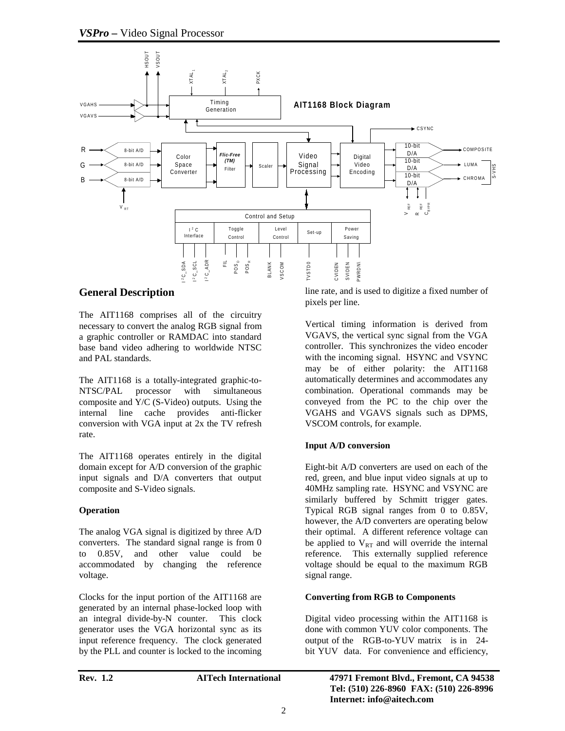**AIT1168 Block Diagram**

## General Description

The AIT1168 comprises all of the circuitry necessary to convert the analog RGB signal from a graphic controller or RAMDAC into standard base band video adhering to worldwide NTSC and PAL standards.

The AIT1168 is a totally-integrated graphic-to-NTSC/PAL processor with simultaneous composite and Y/C (S-Video) outputs. Using the internal line cache provides anti-flicker conversion with VGA input at 2x the TV refresh rate.

The AIT1168 operates entirely in the digital domain except for A/D conversion of the graphic input signals and D/A converters that output composite and S-Video signals.

**Operation**

The analog VGA signal is digitized by three A/D converters. The standard signal range is from 0 to 0.85V, and other value could be accommodated by changing the reference voltage.

Clocks for the input portion of the AIT1168 are generated by an internal phase-locked loop with an integral divide-by-N counter. This clock generator uses the VGA horizontal sync as its input reference frequency. The clock generated by the PLL and counter is locked to the incoming line rate, and is used to digitize a fixed number of pixels per line.

Vertical timing information is derived from VGAVS, the vertical sync signal from the VGA controller. This synchronizes the video encoder with the incoming signal. HSYNC and VSYNC may be of either polarity: the AIT1168 automatically determines and accommodates any combination. Operational commands may be conveyed from the PC to the chip over the VGAHS and VGAVS signals such as DPMS, VSCOM controls, for example.

**Input A/D conversion**

Eight-bit A/D converters are used on each of the red, green, and blue input video signals at up to 40MHz sampling rate. HSYNC and VSYNC are similarly buffered by Schmitt trigger gates. Typical RGB signal ranges from 0 to 0.85V, however, the A/D converters are operating below their optimal. A different reference voltage can be applied to $V_{RT}$ and will override the internal reference. This externally supplied reference voltage should be equal to the maximum RGB signal range.

**Converting from RGB to Components**

Digital video processing within the AIT1168 is done with common YUV color components. The output of the RGB-to-YUV matrix is in 24-bit YUV data. For convenience and efficiency,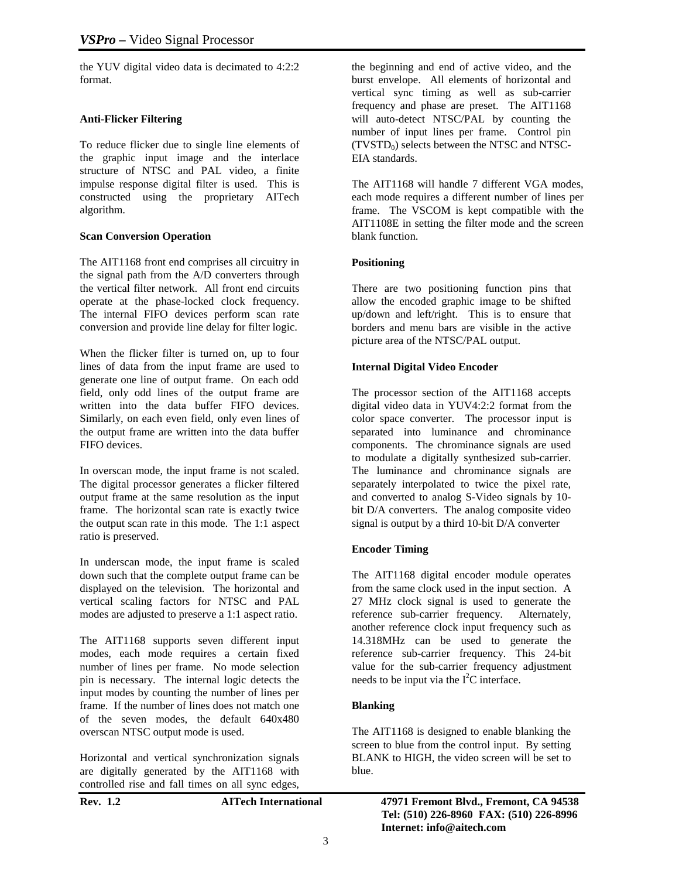the YUV digital video data is decimated to 4:2:2 format.

### Anti-Flicker Filtering

To reduce flicker due to single line elements of the graphic input image and the interlace structure of NTSC and PAL video, a finite impulse response digital filter is used. This is constructed using the proprietary AITech algorithm.

### Scan Conversion Operation

The AIT1168 front end comprises all circuitry in the signal path from the A/D converters through the vertical filter network. All front end circuits operate at the phase-locked clock frequency. The internal FIFO devices perform scan rate conversion and provide line delay for filter logic.

When the flicker filter is turned on, up to four lines of data from the input frame are used to generate one line of output frame. On each odd field, only odd lines of the output frame are written into the data buffer FIFO devices. Similarly, on each even field, only even lines of the output frame are written into the data buffer FIFO devices.

In overscan mode, the input frame is not scaled. The digital processor generates a flicker filtered output frame at the same resolution as the input frame. The horizontal scan rate is exactly twice the output scan rate in this mode. The 1:1 aspect ratio is preserved.

In underscan mode, the input frame is scaled down such that the complete output frame can be displayed on the television. The horizontal and vertical scaling factors for NTSC and PAL modes are adjusted to preserve a 1:1 aspect ratio.

The AIT1168 supports seven different input modes, each mode requires a certain fixed number of lines per frame. No mode selection pin is necessary. The internal logic detects the input modes by counting the number of lines per frame. If the number of lines does not match one of the seven modes, the default 640x480 overscan NTSC output mode is used.

Horizontal and vertical synchronization signals are digitally generated by the AIT1168 with controlled rise and fall times on all sync edges, the beginning and end of active video, and the burst envelope. All elements of horizontal and vertical sync timing as well as sub-carrier frequency and phase are preset. The AIT1168 will auto-detect NTSC/PAL by counting the number of input lines per frame. Control pin ($TVSTD_0$) selects between the NTSC and NTSC-EIA standards.

The AIT1168 will handle 7 different VGA modes, each mode requires a different number of lines per frame. The VSCOM is kept compatible with the AIT1108E in setting the filter mode and the screen blank function.

### Positioning

There are two positioning function pins that allow the encoded graphic image to be shifted up/down and left/right. This is to ensure that borders and menu bars are visible in the active picture area of the NTSC/PAL output.

### Internal Digital Video Encoder

The processor section of the AIT1168 accepts digital video data in YUV4:2:2 format from the color space converter. The processor input is separated into luminance and chrominance components. The chrominance signals are used to modulate a digitally synthesized sub-carrier. The luminance and chrominance signals are separately interpolated to twice the pixel rate, and converted to analog S-Video signals by 10-bit D/A converters. The analog composite video signal is output by a third 10-bit D/A converter

### Encoder Timing

The AIT1168 digital encoder module operates from the same clock used in the input section. A 27 MHz clock signal is used to generate the reference sub-carrier frequency. Alternately, another reference clock input frequency such as 14.318MHz can be used to generate the reference sub-carrier frequency. This 24-bit value for the sub-carrier frequency adjustment needs to be input via the $I^2C$ interface.

### Blanking

The AIT1168 is designed to enable blanking the screen to blue from the control input. By setting BLANK to HIGH, the video screen will be set to blue.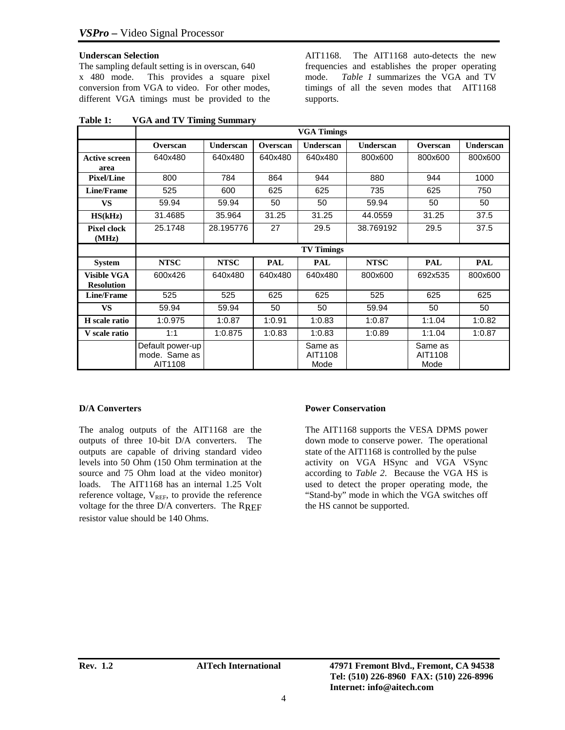### Underscan Selection

The sampling default setting is in overscan, 640 x 480 mode. This provides a square pixel conversion from VGA to video. For other modes, different VGA timings must be provided to the AIT1168. The AIT1168 auto-detects the new frequencies and establishes the proper operating mode. *Table 1* summarizes the VGA and TV timings of all the seven modes that AIT1168 supports.

**Table 1: VGA and TV Timing Summary**

| | **VGA Timings** | | | | | | |
|---|---|---|---|---|---|---|---|
| | **Overscan** | **Underscan** | **Overscan** | **Underscan** | **Underscan** | **Overscan** | **Underscan** |
| **Active screen area** | 640x480 | 640x480 | 640x480 | 640x480 | 800x600 | 800x600 | 800x600 |
| **Pixel/Line** | 800 | 784 | 864 | 944 | 880 | 944 | 1000 |
| **Line/Frame** | 525 | 600 | 625 | 625 | 735 | 625 | 750 |
| **VS** | 59.94 | 59.94 | 50 | 50 | 59.94 | 50 | 50 |
| **HS(kHz)** | 31.4685 | 35.964 | 31.25 | 31.25 | 44.0559 | 31.25 | 37.5 |
| **Pixel clock (MHz)** | 25.1748 | 28.195776 | 27 | 29.5 | 38.769192 | 29.5 | 37.5 |
| | **TV Timings** | | | | | | |
| **System** | **NTSC** | **NTSC** | **PAL** | **PAL** | **NTSC** | **PAL** | **PAL** |
| **Visible VGA Resolution** | 600x426 | 640x480 | 640x480 | 640x480 | 800x600 | 692x535 | 800x600 |
| **Line/Frame** | 525 | 525 | 625 | 625 | 525 | 625 | 625 |
| **VS** | 59.94 | 59.94 | 50 | 50 | 59.94 | 50 | 50 |
| **H scale ratio** | 1:0.975 | 1:0.87 | 1:0.91 | 1:0.83 | 1:0.87 | 1:1.04 | 1:0.82 |
| **V scale ratio** | 1:1 | 1:0.875 | 1:0.83 | 1:0.83 | 1:0.89 | 1:1.04 | 1:0.87 |
| | Default power-up mode. Same as AIT1108 | | | Same as AIT1108 Mode | | Same as AIT1108 Mode | |

### D/A Converters

The analog outputs of the AIT1168 are the outputs of three 10-bit D/A converters. The outputs are capable of driving standard video levels into 50 Ohm (150 Ohm termination at the source and 75 Ohm load at the video monitor) loads. The AIT1168 has an internal 1.25 Volt reference voltage, $V_{REF}$, to provide the reference voltage for the three D/A converters. The $R_{REF}$ resistor value should be 140 Ohms.

### Power Conservation

The AIT1168 supports the VESA DPMS power down mode to conserve power. The operational state of the AIT1168 is controlled by the pulse activity on VGA HSync and VGA VSync according to *Table 2*. Because the VGA HS is used to detect the proper operating mode, the "Stand-by" mode in which the VGA switches off the HS cannot be supported.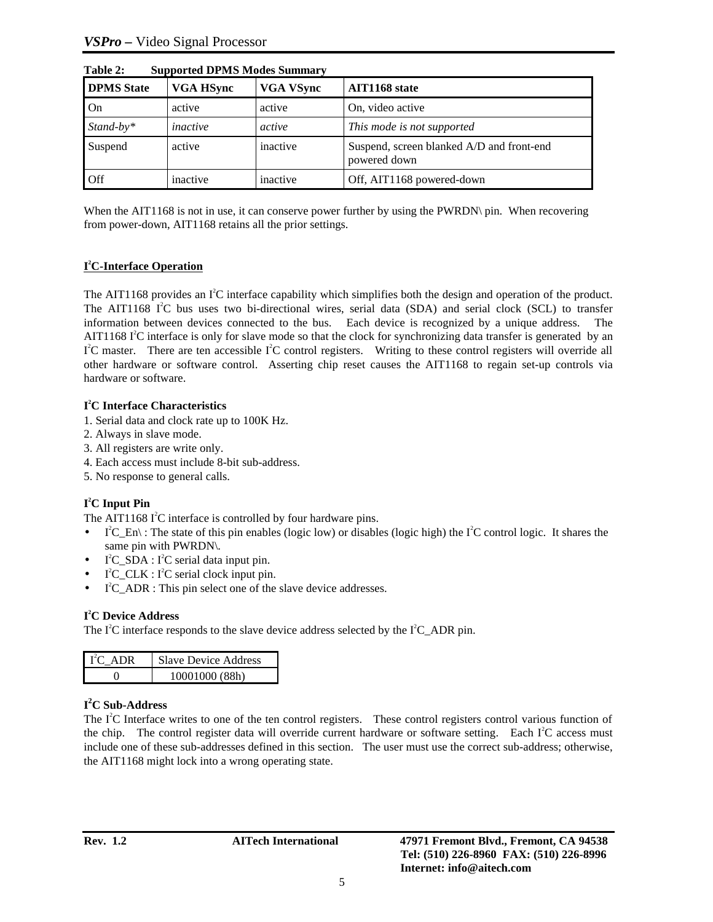**Table 2: Supported DPMS Modes Summary**

| DPMS State | VGA HSync | VGA VSync | AIT1168 state |
|---|---|---|---|
| On | active | active | On, video active |
| *Stand-by** | *inactive* | *active* | *This mode is not supported* |
| Suspend | active | inactive | Suspend, screen blanked A/D and front-end powered down |
| Off | inactive | inactive | Off, AIT1168 powered-down |

When the AIT1168 is not in use, it can conserve power further by using the PWRDN\ pin. When recovering from power-down, AIT1168 retains all the prior settings.

## $I^2C$-Interface Operation

The AIT1168 provides an $I^2C$ interface capability which simplifies both the design and operation of the product. The AIT1168 $I^2C$ bus uses two bi-directional wires, serial data (SDA) and serial clock (SCL) to transfer information between devices connected to the bus. Each device is recognized by a unique address. The AIT1168 $I^2C$ interface is only for slave mode so that the clock for synchronizing data transfer is generated by an $I^2C$ master. There are ten accessible $I^2C$ control registers. Writing to these control registers will override all other hardware or software control. Asserting chip reset causes the AIT1168 to regain set-up controls via hardware or software.

### $I^2C$ Interface Characteristics

1. Serial data and clock rate up to 100K Hz.
2. Always in slave mode.
3. All registers are write only.
4. Each access must include 8-bit sub-address.
5. No response to general calls.

### $I^2C$ Input Pin

The AIT1168 $I^2C$ interface is controlled by four hardware pins.

- $I^2C$_En\ : The state of this pin enables (logic low) or disables (logic high) the $I^2C$ control logic. It shares the same pin with PWRDN\.
- $I^2C$_SDA : $I^2C$ serial data input pin.
- $I^2C$_CLK : $I^2C$ serial clock input pin.
- $I^2C$_ADR : This pin select one of the slave device addresses.

### $I^2C$ Device Address

The $I^2C$ interface responds to the slave device address selected by the $I^2C$_ADR pin.

| $I^2C$_ADR | Slave Device Address |
|---|---|
| 0 | 10001000 (88h) |

### $I^2C$ Sub-Address

The $I^2C$ Interface writes to one of the ten control registers. These control registers control various function of the chip. The control register data will override current hardware or software setting. Each $I^2C$ access must include one of these sub-addresses defined in this section. The user must use the correct sub-address; otherwise, the AIT1168 might lock into a wrong operating state.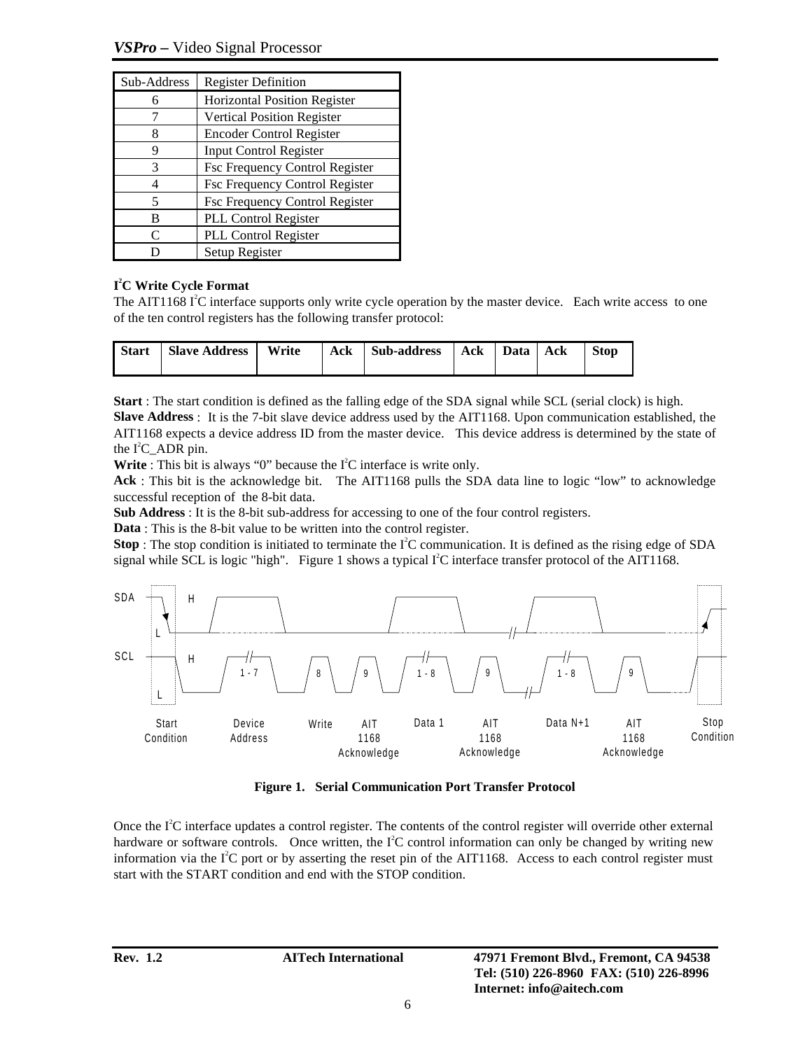| Sub-Address | Register Definition |
|---|---|
| 6 | Horizontal Position Register |
| 7 | Vertical Position Register |
| 8 | Encoder Control Register |
| 9 | Input Control Register |
| 3 | Fsc Frequency Control Register |
| 4 | Fsc Frequency Control Register |
| 5 | Fsc Frequency Control Register |
| B | PLL Control Register |
| C | PLL Control Register |
| D | Setup Register |

### I²C Write Cycle Format

The AIT1168 I²C interface supports only write cycle operation by the master device. Each write access to one of the ten control registers has the following transfer protocol:

| Start | Slave Address | Write | Ack | Sub-address | Ack | Data | Ack | Stop |
|---|---|---|---|---|---|---|---|---|

**Start** : The start condition is defined as the falling edge of the SDA signal while SCL (serial clock) is high.
**Slave Address** : It is the 7-bit slave device address used by the AIT1168. Upon communication established, the AIT1168 expects a device address ID from the master device. This device address is determined by the state of the I²C_ADR pin.
**Write** : This bit is always "0" because the I²C interface is write only.
**Ack** : This bit is the acknowledge bit. The AIT1168 pulls the SDA data line to logic "low" to acknowledge successful reception of the 8-bit data.
**Sub Address** : It is the 8-bit sub-address for accessing to one of the four control registers.
**Data** : This is the 8-bit value to be written into the control register.
**Stop** : The stop condition is initiated to terminate the I²C communication. It is defined as the rising edge of SDA signal while SCL is logic "high". Figure 1 shows a typical I²C interface transfer protocol of the AIT1168.

SDA H L; SCL H L; 1 - 7; 8; 9; 1 - 8; 9; 1 - 8; 9

Start Condition | Device Address | Write | AIT 1168 Acknowledge | Data 1 | AIT 1168 Acknowledge | Data N+1 | AIT 1168 Acknowledge | Stop Condition

**Figure 1. Serial Communication Port Transfer Protocol**

Once the I²C interface updates a control register. The contents of the control register will override other external hardware or software controls. Once written, the I²C control information can only be changed by writing new information via the I²C port or by asserting the reset pin of the AIT1168. Access to each control register must start with the START condition and end with the STOP condition.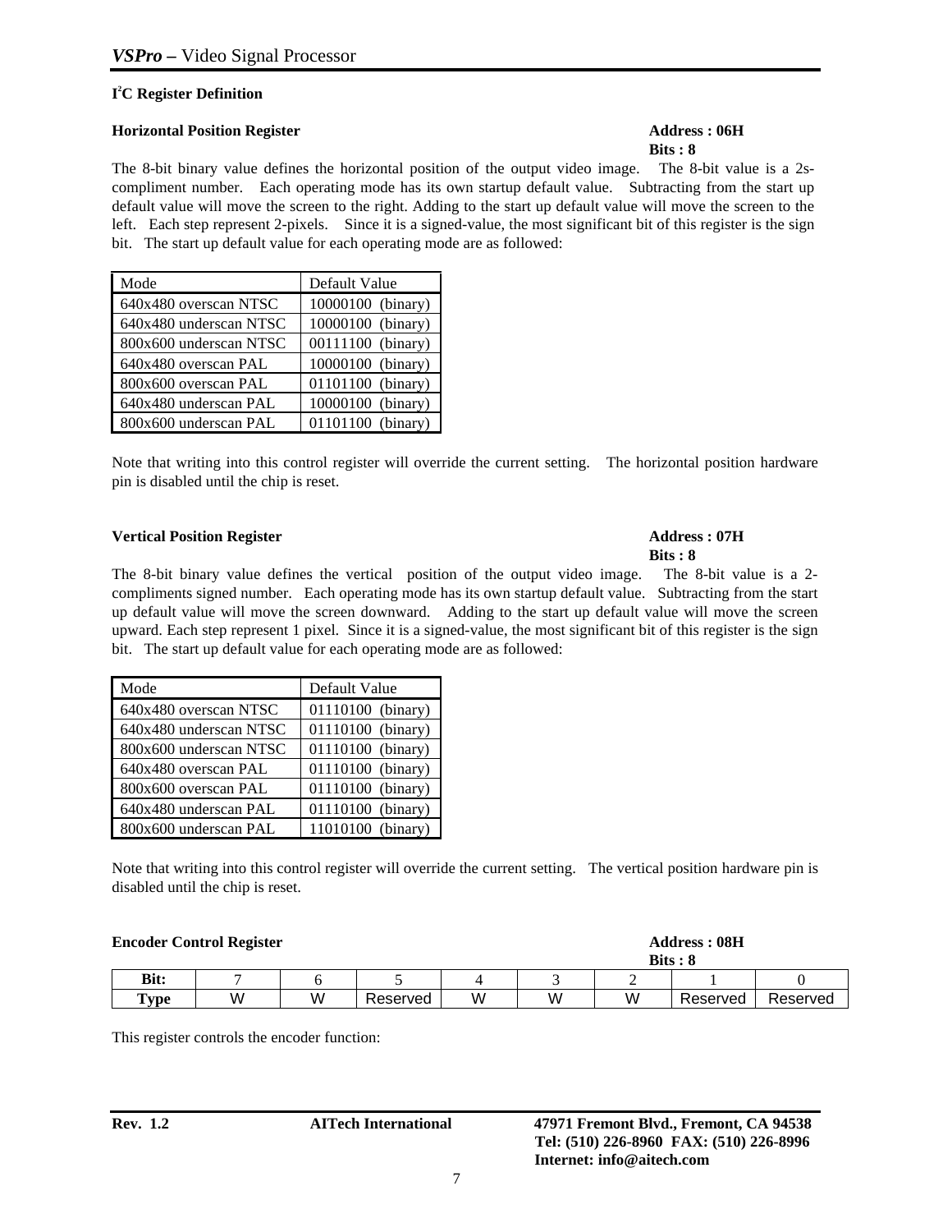### I²C Register Definition

**Horizontal Position Register** **Address : 06H**
**Bits : 8**

The 8-bit binary value defines the horizontal position of the output video image. The 8-bit value is a 2s-compliment number. Each operating mode has its own startup default value. Subtracting from the start up default value will move the screen to the right. Adding to the start up default value will move the screen to the left. Each step represent 2-pixels. Since it is a signed-value, the most significant bit of this register is the sign bit. The start up default value for each operating mode are as followed:

| Mode | Default Value |
| --- | --- |
| 640x480 overscan NTSC | 10000100 (binary) |
| 640x480 underscan NTSC | 10000100 (binary) |
| 800x600 underscan NTSC | 00111100 (binary) |
| 640x480 overscan PAL | 10000100 (binary) |
| 800x600 overscan PAL | 01101100 (binary) |
| 640x480 underscan PAL | 10000100 (binary) |
| 800x600 underscan PAL | 01101100 (binary) |

Note that writing into this control register will override the current setting. The horizontal position hardware pin is disabled until the chip is reset.

**Vertical Position Register** **Address : 07H**
**Bits : 8**

The 8-bit binary value defines the vertical position of the output video image. The 8-bit value is a 2-compliments signed number. Each operating mode has its own startup default value. Subtracting from the start up default value will move the screen downward. Adding to the start up default value will move the screen upward. Each step represent 1 pixel. Since it is a signed-value, the most significant bit of this register is the sign bit. The start up default value for each operating mode are as followed:

| Mode | Default Value |
| --- | --- |
| 640x480 overscan NTSC | 01110100 (binary) |
| 640x480 underscan NTSC | 01110100 (binary) |
| 800x600 underscan NTSC | 01110100 (binary) |
| 640x480 overscan PAL | 01110100 (binary) |
| 800x600 overscan PAL | 01110100 (binary) |
| 640x480 underscan PAL | 01110100 (binary) |
| 800x600 underscan PAL | 11010100 (binary) |

Note that writing into this control register will override the current setting. The vertical position hardware pin is disabled until the chip is reset.

**Encoder Control Register** **Address : 08H**
**Bits : 8**

| **Bit:** | 7 | 6 | 5 | 4 | 3 | 2 | 1 | 0 |
| --- | --- | --- | --- | --- | --- | --- | --- | --- |
| **Type** | W | W | Reserved | W | W | W | Reserved | Reserved |

This register controls the encoder function: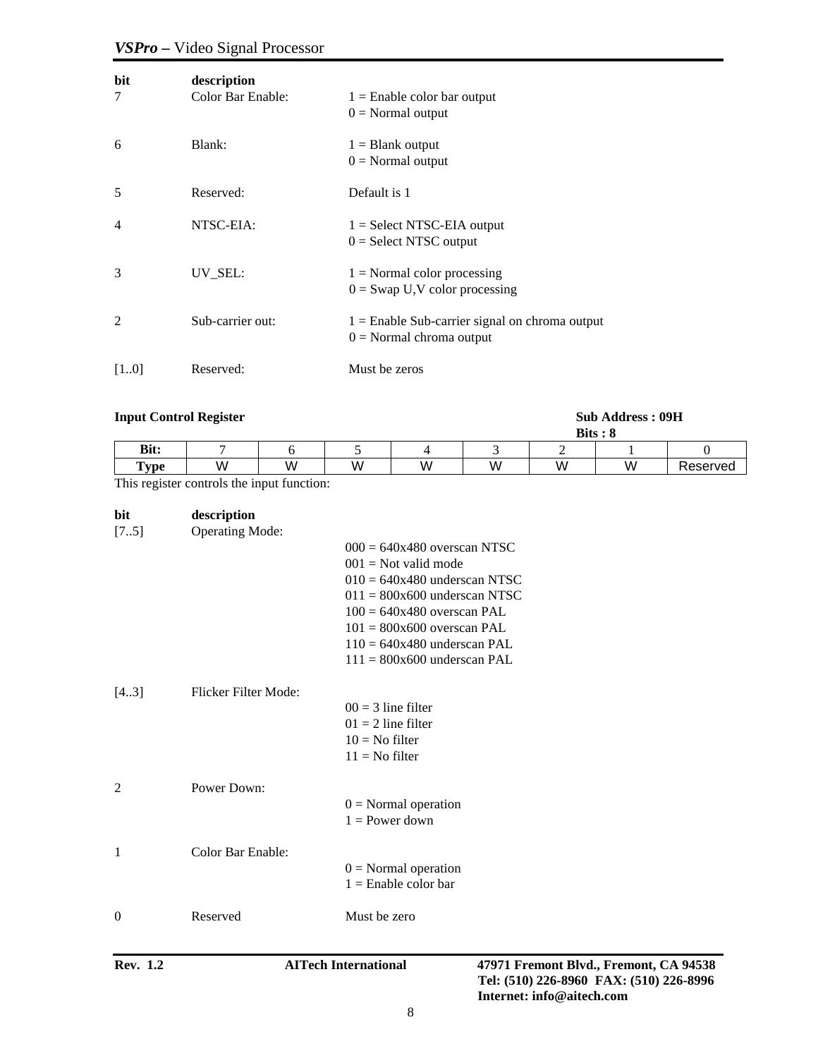| bit | description | |
|---|---|---|
| 7 | Color Bar Enable: | 1 = Enable color bar output<br>0 = Normal output |
| 6 | Blank: | 1 = Blank output<br>0 = Normal output |
| 5 | Reserved: | Default is 1 |
| 4 | NTSC-EIA: | 1 = Select NTSC-EIA output<br>0 = Select NTSC output |
| 3 | UV_SEL: | 1 = Normal color processing<br>0 = Swap U,V color processing |
| 2 | Sub-carrier out: | 1 = Enable Sub-carrier signal on chroma output<br>0 = Normal chroma output |
| [1..0] | Reserved: | Must be zeros |

**Input Control Register** **Sub Address : 09H**
**Bits : 8**

| **Bit:** | 7 | 6 | 5 | 4 | 3 | 2 | 1 | 0 |
|---|---|---|---|---|---|---|---|---|
| **Type** | W | W | W | W | W | W | W | Reserved |

This register controls the input function:

| bit | description | |
|---|---|---|
| [7..5] | Operating Mode: | 000 = 640x480 overscan NTSC<br>001 = Not valid mode<br>010 = 640x480 underscan NTSC<br>011 = 800x600 underscan NTSC<br>100 = 640x480 overscan PAL<br>101 = 800x600 overscan PAL<br>110 = 640x480 underscan PAL<br>111 = 800x600 underscan PAL |
| [4..3] | Flicker Filter Mode: | 00 = 3 line filter<br>01 = 2 line filter<br>10 = No filter<br>11 = No filter |
| 2 | Power Down: | 0 = Normal operation<br>1 = Power down |
| 1 | Color Bar Enable: | 0 = Normal operation<br>1 = Enable color bar |
| 0 | Reserved | Must be zero |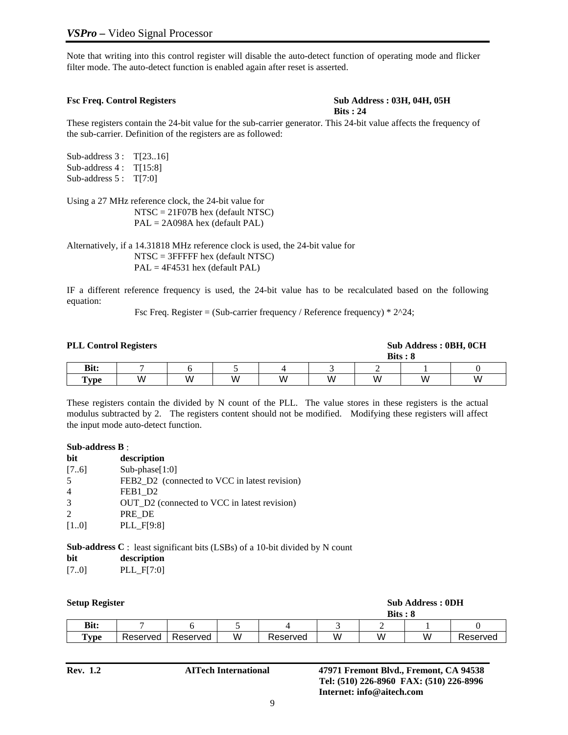Note that writing into this control register will disable the auto-detect function of operating mode and flicker filter mode. The auto-detect function is enabled again after reset is asserted.

**Fsc Freq. Control Registers** **Sub Address : 03H, 04H, 05H**
**Bits : 24**

These registers contain the 24-bit value for the sub-carrier generator. This 24-bit value affects the frequency of the sub-carrier. Definition of the registers are as followed:

Sub-address 3 : T[23..16]
Sub-address 4 : T[15:8]
Sub-address 5 : T[7:0]

Using a 27 MHz reference clock, the 24-bit value for
NTSC = 21F07B hex (default NTSC)
PAL = 2A098A hex (default PAL)

Alternatively, if a 14.31818 MHz reference clock is used, the 24-bit value for
NTSC = 3FFFFF hex (default NTSC)
PAL = 4F4531 hex (default PAL)

IF a different reference frequency is used, the 24-bit value has to be recalculated based on the following equation:

Fsc Freq. Register = (Sub-carrier frequency / Reference frequency) * 2^24;

**PLL Control Registers** **Sub Address : 0BH, 0CH**
**Bits : 8**

| Bit: | 7 | 6 | 5 | 4 | 3 | 2 | 1 | 0 |
|---|---|---|---|---|---|---|---|---|
| Type | W | W | W | W | W | W | W | W |

These registers contain the divided by N count of the PLL. The value stores in these registers is the actual modulus subtracted by 2. The registers content should not be modified. Modifying these registers will affect the input mode auto-detect function.

**Sub-address B** :

| bit | description |
|---|---|
| [7..6] | Sub-phase[1:0] |
| 5 | FEB2_D2 (connected to VCC in latest revision) |
| 4 | FEB1_D2 |
| 3 | OUT_D2 (connected to VCC in latest revision) |
| 2 | PRE_DE |
| [1..0] | PLL_F[9:8] |

**Sub-address C** : least significant bits (LSBs) of a 10-bit divided by N count

| bit | description |
|---|---|
| [7..0] | PLL_F[7:0] |

**Setup Register** **Sub Address : 0DH**
**Bits : 8**

| Bit: | 7 | 6 | 5 | 4 | 3 | 2 | 1 | 0 |
|---|---|---|---|---|---|---|---|---|
| Type | Reserved | Reserved | W | Reserved | W | W | W | Reserved |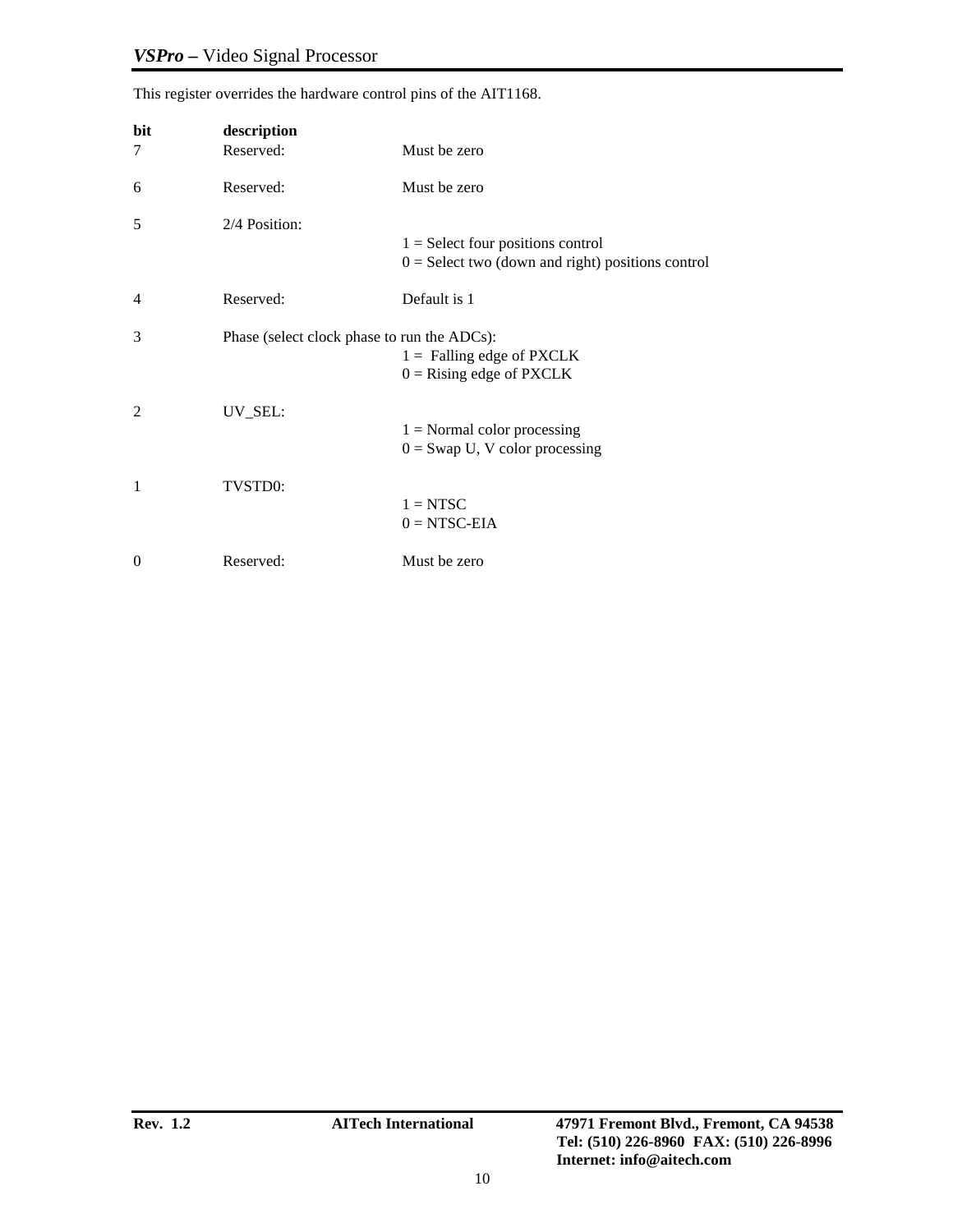This register overrides the hardware control pins of the AIT1168.

| bit | description | |
|---|---|---|
| 7 | Reserved: | Must be zero |
| 6 | Reserved: | Must be zero |
| 5 | 2/4 Position: | 1 = Select four positions control<br>0 = Select two (down and right) positions control |
| 4 | Reserved: | Default is 1 |
| 3 | Phase (select clock phase to run the ADCs): | 1 = Falling edge of PXCLK<br>0 = Rising edge of PXCLK |
| 2 | UV_SEL: | 1 = Normal color processing<br>0 = Swap U, V color processing |
| 1 | TVSTD0: | 1 = NTSC<br>0 = NTSC-EIA |
| 0 | Reserved: | Must be zero |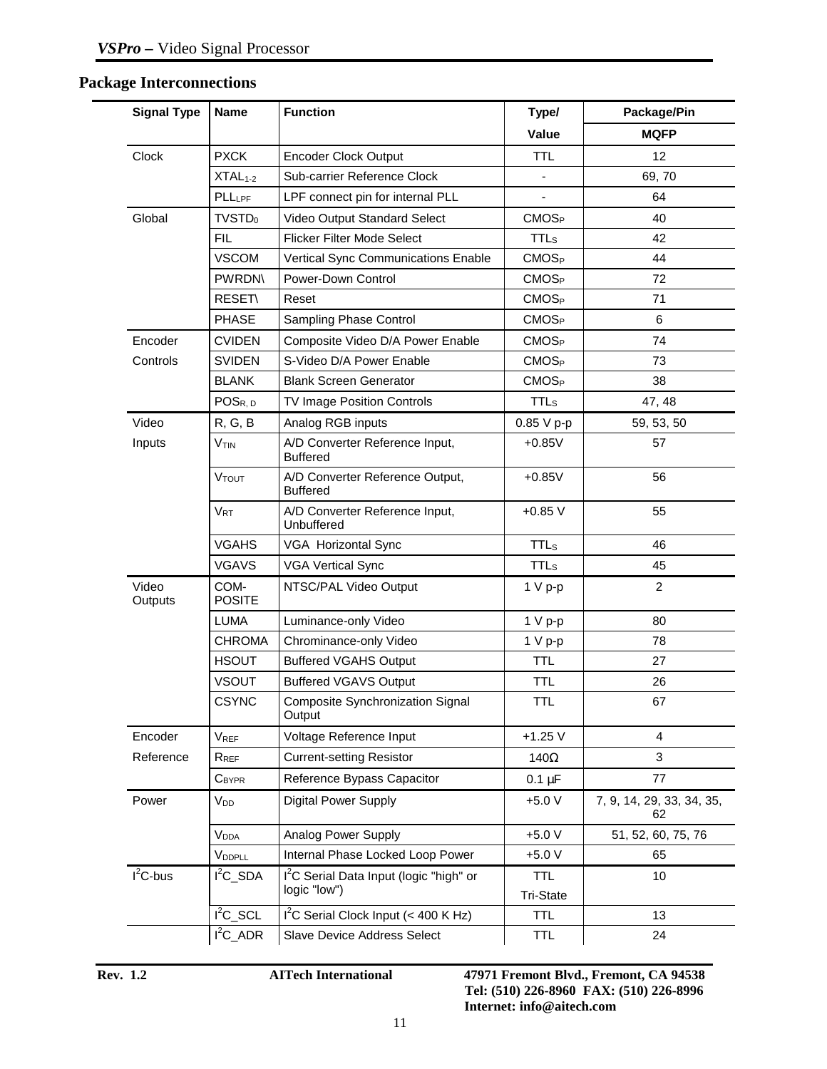## Package Interconnections

| Signal Type | Name | Function | Type/ Value | Package/Pin MQFP |
|---|---|---|---|---|
| Clock | PXCK | Encoder Clock Output | TTL | 12 |
| | $XTAL_{1-2}$ | Sub-carrier Reference Clock | - | 69, 70 |
| | $PLL_{LPF}$ | LPF connect pin for internal PLL | - | 64 |
| Global | $TVSTD_0$ | Video Output Standard Select | $CMOS_P$ | 40 |
| | FIL | Flicker Filter Mode Select | $TTL_S$ | 42 |
| | VSCOM | Vertical Sync Communications Enable | $CMOS_P$ | 44 |
| | PWRDN\ | Power-Down Control | $CMOS_P$ | 72 |
| | RESET\ | Reset | $CMOS_P$ | 71 |
| | PHASE | Sampling Phase Control | $CMOS_P$ | 6 |
| Encoder Controls | CVIDEN | Composite Video D/A Power Enable | $CMOS_P$ | 74 |
| | SVIDEN | S-Video D/A Power Enable | $CMOS_P$ | 73 |
| | BLANK | Blank Screen Generator | $CMOS_P$ | 38 |
| | $POS_{R, D}$ | TV Image Position Controls | $TTL_S$ | 47, 48 |
| Video Inputs | R, G, B | Analog RGB inputs | 0.85 V p-p | 59, 53, 50 |
| | $V_{TIN}$ | A/D Converter Reference Input, Buffered | +0.85V | 57 |
| | $V_{TOUT}$ | A/D Converter Reference Output, Buffered | +0.85V | 56 |
| | $V_{RT}$ | A/D Converter Reference Input, Unbuffered | +0.85 V | 55 |
| | VGAHS | VGA Horizontal Sync | $TTL_S$ | 46 |
| | VGAVS | VGA Vertical Sync | $TTL_S$ | 45 |
| Video Outputs | COM-POSITE | NTSC/PAL Video Output | 1 V p-p | 2 |
| | LUMA | Luminance-only Video | 1 V p-p | 80 |
| | CHROMA | Chrominance-only Video | 1 V p-p | 78 |
| | HSOUT | Buffered VGAHS Output | TTL | 27 |
| | VSOUT | Buffered VGAVS Output | TTL | 26 |
| | CSYNC | Composite Synchronization Signal Output | TTL | 67 |
| Encoder Reference | $V_{REF}$ | Voltage Reference Input | +1.25 V | 4 |
| | $R_{REF}$ | Current-setting Resistor | 140Ω | 3 |
| | $C_{BYPR}$ | Reference Bypass Capacitor | 0.1 µF | 77 |
| Power | $V_{DD}$ | Digital Power Supply | +5.0 V | 7, 9, 14, 29, 33, 34, 35, 62 |
| | $V_{DDA}$ | Analog Power Supply | +5.0 V | 51, 52, 60, 75, 76 |
| | $V_{DDPLL}$ | Internal Phase Locked Loop Power | +5.0 V | 65 |
| $I^2C$-bus | $I^2C$_SDA | $I^2C$ Serial Data Input (logic "high" or logic "low") | TTL Tri-State | 10 |
| | $I^2C$_SCL | $I^2C$ Serial Clock Input (< 400 K Hz) | TTL | 13 |
| | $I^2C$_ADR | Slave Device Address Select | TTL | 24 |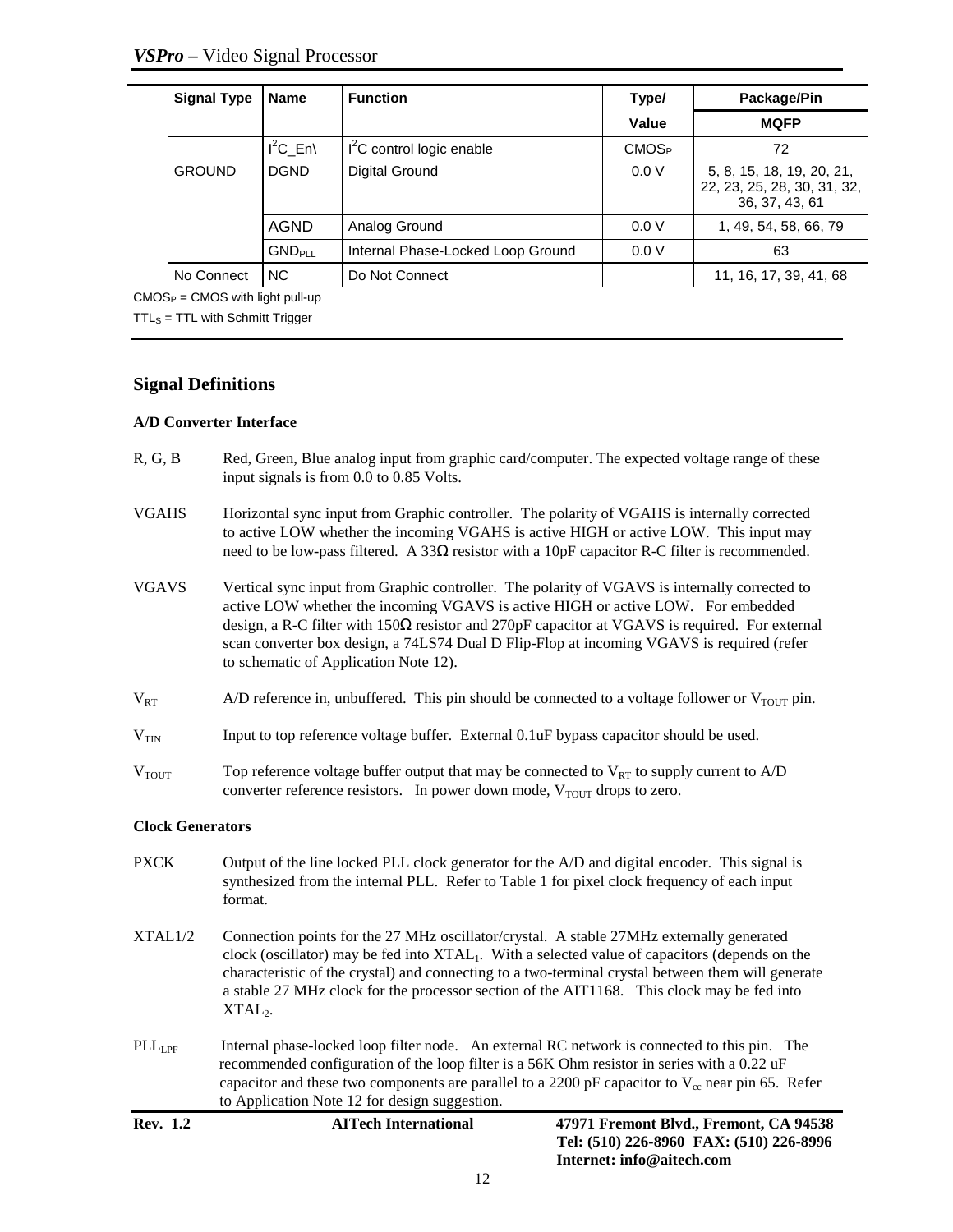| Signal Type | Name | Function | Type/ | Package/Pin |
|---|---|---|---|---|
| | | | Value | MQFP |
| | $I^2C$_En\ | $I^2C$ control logic enable | $CMOS_P$ | 72 |
| GROUND | DGND | Digital Ground | 0.0 V | 5, 8, 15, 18, 19, 20, 21, 22, 23, 25, 28, 30, 31, 32, 36, 37, 43, 61 |
| | AGND | Analog Ground | 0.0 V | 1, 49, 54, 58, 66, 79 |
| | $GND_{PLL}$ | Internal Phase-Locked Loop Ground | 0.0 V | 63 |
| No Connect | NC | Do Not Connect | | 11, 16, 17, 39, 41, 68 |

$CMOS_P$ = CMOS with light pull-up

$TTL_S$ = TTL with Schmitt Trigger

## Signal Definitions

### A/D Converter Interface

**R, G, B** Red, Green, Blue analog input from graphic card/computer. The expected voltage range of these input signals is from 0.0 to 0.85 Volts.

**VGAHS** Horizontal sync input from Graphic controller. The polarity of VGAHS is internally corrected to active LOW whether the incoming VGAHS is active HIGH or active LOW. This input may need to be low-pass filtered. A 33Ω resistor with a 10pF capacitor R-C filter is recommended.

**VGAVS** Vertical sync input from Graphic controller. The polarity of VGAVS is internally corrected to active LOW whether the incoming VGAVS is active HIGH or active LOW. For embedded design, a R-C filter with 150Ω resistor and 270pF capacitor at VGAVS is required. For external scan converter box design, a 74LS74 Dual D Flip-Flop at incoming VGAVS is required (refer to schematic of Application Note 12).

**$V_{RT}$** A/D reference in, unbuffered. This pin should be connected to a voltage follower or $V_{TOUT}$ pin.

**$V_{TIN}$** Input to top reference voltage buffer. External 0.1uF bypass capacitor should be used.

**$V_{TOUT}$** Top reference voltage buffer output that may be connected to $V_{RT}$ to supply current to A/D converter reference resistors. In power down mode, $V_{TOUT}$ drops to zero.

### Clock Generators

**PXCK** Output of the line locked PLL clock generator for the A/D and digital encoder. This signal is synthesized from the internal PLL. Refer to Table 1 for pixel clock frequency of each input format.

**XTAL1/2** Connection points for the 27 MHz oscillator/crystal. A stable 27MHz externally generated clock (oscillator) may be fed into $XTAL_1$. With a selected value of capacitors (depends on the characteristic of the crystal) and connecting to a two-terminal crystal between them will generate a stable 27 MHz clock for the processor section of the AIT1168. This clock may be fed into $XTAL_2$.

**$PLL_{LPF}$** Internal phase-locked loop filter node. An external RC network is connected to this pin. The recommended configuration of the loop filter is a 56K Ohm resistor in series with a 0.22 uF capacitor and these two components are parallel to a 2200 pF capacitor to $V_{cc}$ near pin 65. Refer to Application Note 12 for design suggestion.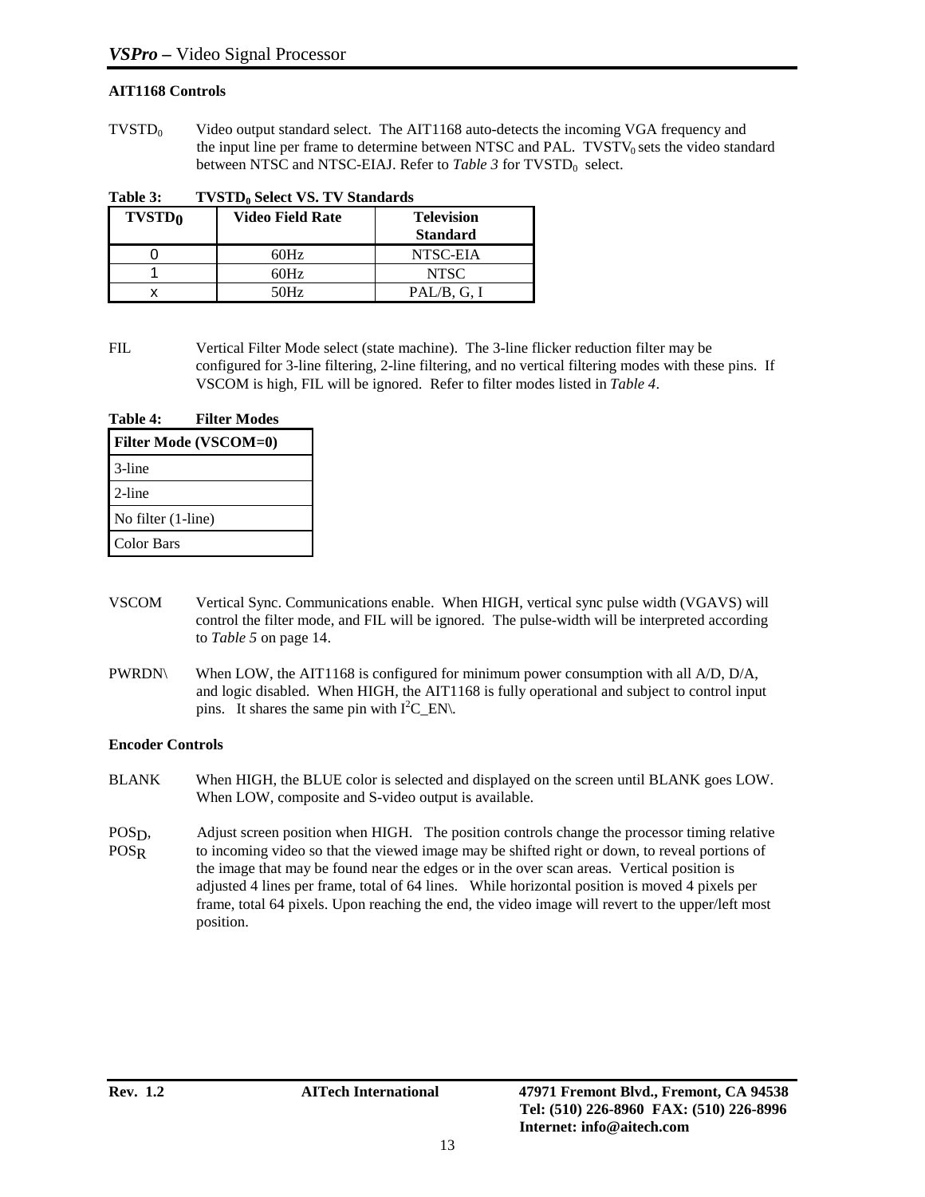**AIT1168 Controls**

$TVSTD_0$ Video output standard select. The AIT1168 auto-detects the incoming VGA frequency and the input line per frame to determine between NTSC and PAL. $TVSTV_0$ sets the video standard between NTSC and NTSC-EIAJ. Refer to *Table 3* for $TVSTD_0$ select.

**Table 3: $TVSTD_0$ Select VS. TV Standards**

| $TVSTD_0$ | Video Field Rate | Television Standard |
|---|---|---|
| 0 | 60Hz | NTSC-EIA |
| 1 | 60Hz | NTSC |
| x | 50Hz | PAL/B, G, I |

FIL Vertical Filter Mode select (state machine). The 3-line flicker reduction filter may be configured for 3-line filtering, 2-line filtering, and no vertical filtering modes with these pins. If VSCOM is high, FIL will be ignored. Refer to filter modes listed in *Table 4*.

**Table 4: Filter Modes**

| Filter Mode (VSCOM=0) |
|---|
| 3-line |
| 2-line |
| No filter (1-line) |
| Color Bars |

VSCOM Vertical Sync. Communications enable. When HIGH, vertical sync pulse width (VGAVS) will control the filter mode, and FIL will be ignored. The pulse-width will be interpreted according to *Table 5* on page 14.

PWRDN\ When LOW, the AIT1168 is configured for minimum power consumption with all A/D, D/A, and logic disabled. When HIGH, the AIT1168 is fully operational and subject to control input pins. It shares the same pin with $I^2C$_EN\.

**Encoder Controls**

BLANK When HIGH, the BLUE color is selected and displayed on the screen until BLANK goes LOW. When LOW, composite and S-video output is available.

$POS_D$, $POS_R$ Adjust screen position when HIGH. The position controls change the processor timing relative to incoming video so that the viewed image may be shifted right or down, to reveal portions of the image that may be found near the edges or in the over scan areas. Vertical position is adjusted 4 lines per frame, total of 64 lines. While horizontal position is moved 4 pixels per frame, total 64 pixels. Upon reaching the end, the video image will revert to the upper/left most position.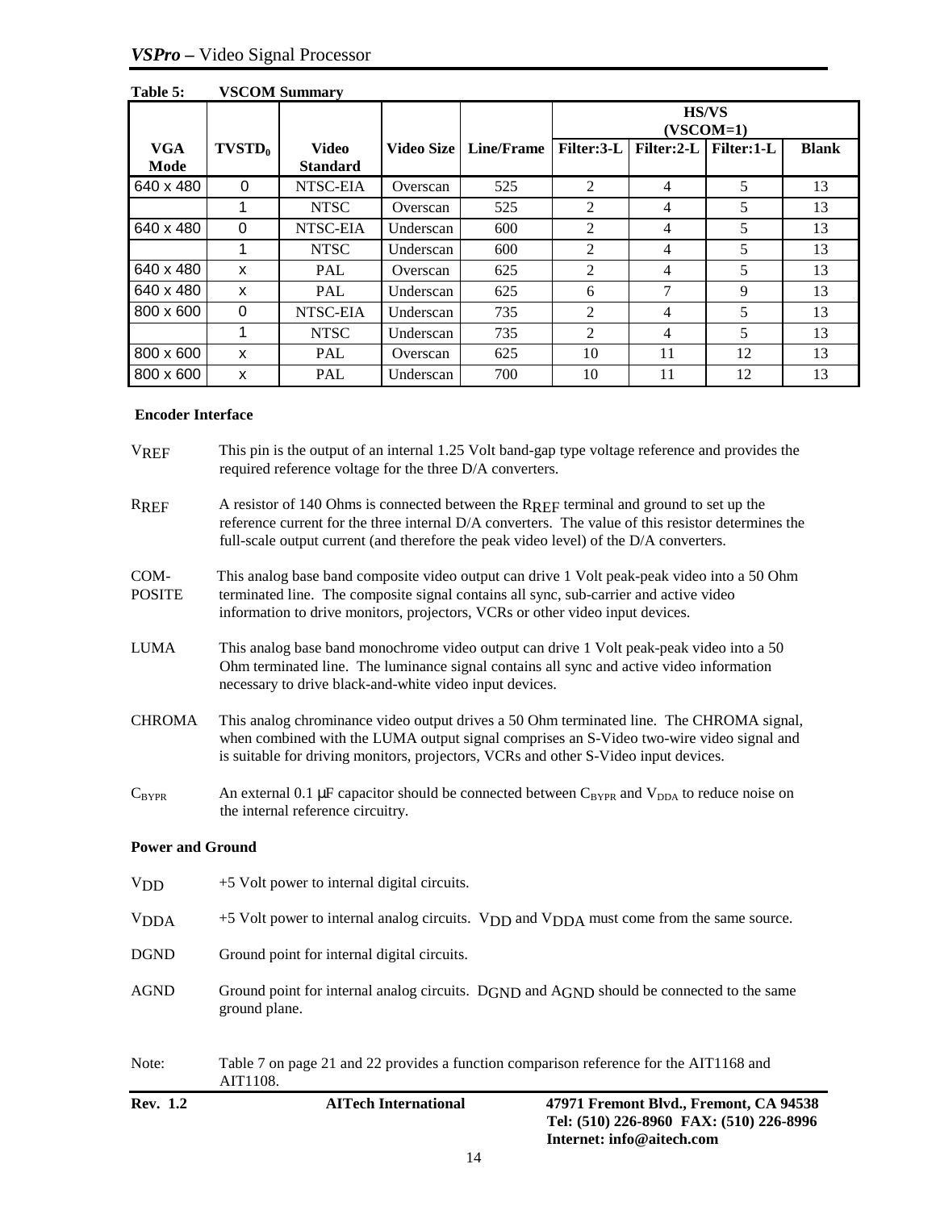**Table 5: VSCOM Summary**

| VGA Mode | $TVSTD_0$ | Video Standard | Video Size | Line/Frame | HS/VS (VSCOM=1) Filter:3-L | Filter:2-L | Filter:1-L | Blank |
|---|---|---|---|---|---|---|---|---|
| 640 x 480 | 0 | NTSC-EIA | Overscan | 525 | 2 | 4 | 5 | 13 |
| | 1 | NTSC | Overscan | 525 | 2 | 4 | 5 | 13 |
| 640 x 480 | 0 | NTSC-EIA | Underscan | 600 | 2 | 4 | 5 | 13 |
| | 1 | NTSC | Underscan | 600 | 2 | 4 | 5 | 13 |
| 640 x 480 | x | PAL | Overscan | 625 | 2 | 4 | 5 | 13 |
| 640 x 480 | x | PAL | Underscan | 625 | 6 | 7 | 9 | 13 |
| 800 x 600 | 0 | NTSC-EIA | Underscan | 735 | 2 | 4 | 5 | 13 |
| | 1 | NTSC | Underscan | 735 | 2 | 4 | 5 | 13 |
| 800 x 600 | x | PAL | Overscan | 625 | 10 | 11 | 12 | 13 |
| 800 x 600 | x | PAL | Underscan | 700 | 10 | 11 | 12 | 13 |

**Encoder Interface**

$V_{REF}$ This pin is the output of an internal 1.25 Volt band-gap type voltage reference and provides the required reference voltage for the three D/A converters.

$R_{REF}$ A resistor of 140 Ohms is connected between the $R_{REF}$ terminal and ground to set up the reference current for the three internal D/A converters. The value of this resistor determines the full-scale output current (and therefore the peak video level) of the D/A converters.

COM-POSITE This analog base band composite video output can drive 1 Volt peak-peak video into a 50 Ohm terminated line. The composite signal contains all sync, sub-carrier and active video information to drive monitors, projectors, VCRs or other video input devices.

LUMA This analog base band monochrome video output can drive 1 Volt peak-peak video into a 50 Ohm terminated line. The luminance signal contains all sync and active video information necessary to drive black-and-white video input devices.

CHROMA This analog chrominance video output drives a 50 Ohm terminated line. The CHROMA signal, when combined with the LUMA output signal comprises an S-Video two-wire video signal and is suitable for driving monitors, projectors, VCRs and other S-Video input devices.

$C_{BYPR}$ An external 0.1 µF capacitor should be connected between $C_{BYPR}$ and $V_{DDA}$ to reduce noise on the internal reference circuitry.

**Power and Ground**

$V_{DD}$ +5 Volt power to internal digital circuits.

$V_{DDA}$ +5 Volt power to internal analog circuits. $V_{DD}$ and $V_{DDA}$ must come from the same source.

DGND Ground point for internal digital circuits.

AGND Ground point for internal analog circuits. $D_{GND}$ and $A_{GND}$ should be connected to the same ground plane.

Note: Table 7 on page 21 and 22 provides a function comparison reference for the AIT1168 and AIT1108.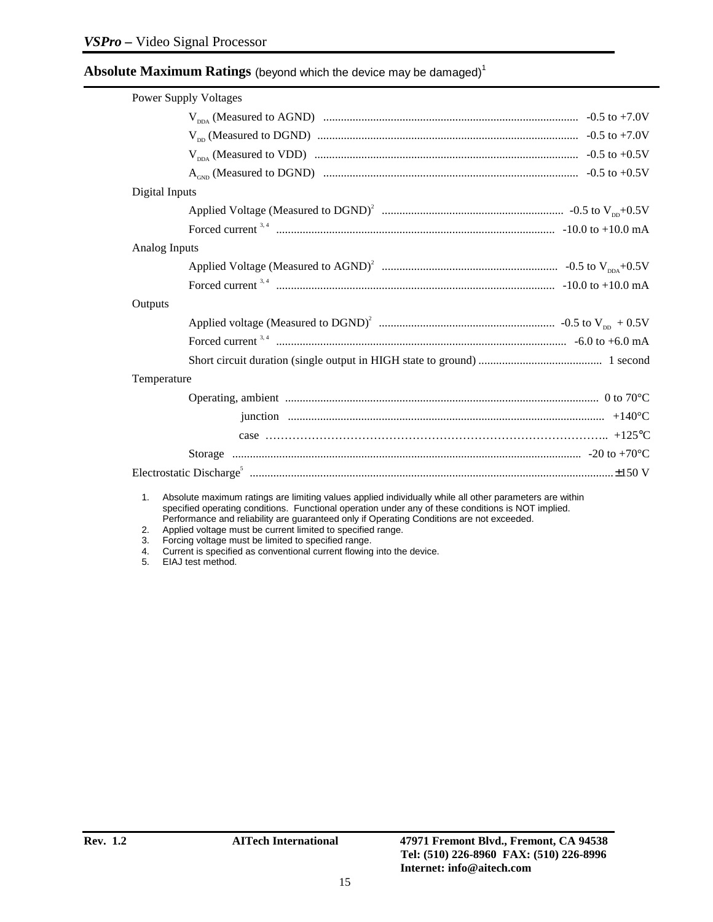## Absolute Maximum Ratings (beyond which the device may be damaged)[1]

| Parameter | Rating |
|---|---|
| **Power Supply Voltages** | |
| $V_{DDA}$ (Measured to AGND) | -0.5 to +7.0V |
| $V_{DD}$ (Measured to DGND) | -0.5 to +7.0V |
| $V_{DDA}$ (Measured to VDD) | -0.5 to +0.5V |
| $A_{GND}$ (Measured to DGND) | -0.5 to +0.5V |
| **Digital Inputs** | |
| Applied Voltage (Measured to DGND)[2] | -0.5 to $V_{DD}$+0.5V |
| Forced current [3, 4] | -10.0 to +10.0 mA |
| **Analog Inputs** | |
| Applied Voltage (Measured to AGND)[2] | -0.5 to $V_{DDA}$+0.5V |
| Forced current [3, 4] | -10.0 to +10.0 mA |
| **Outputs** | |
| Applied voltage (Measured to DGND)[2] | -0.5 to $V_{DD}$ + 0.5V |
| Forced current [3, 4] | -6.0 to +6.0 mA |
| Short circuit duration (single output in HIGH state to ground) | 1 second |
| **Temperature** | |
| Operating, ambient | 0 to 70°C |
| junction | +140°C |
| case | +125°C |
| Storage | -20 to +70°C |
| **Electrostatic Discharge**[5] | ±150 V |

1. Absolute maximum ratings are limiting values applied individually while all other parameters are within specified operating conditions. Functional operation under any of these conditions is NOT implied. Performance and reliability are guaranteed only if Operating Conditions are not exceeded.
2. Applied voltage must be current limited to specified range.
3. Forcing voltage must be limited to specified range.
4. Current is specified as conventional current flowing into the device.
5. EIAJ test method.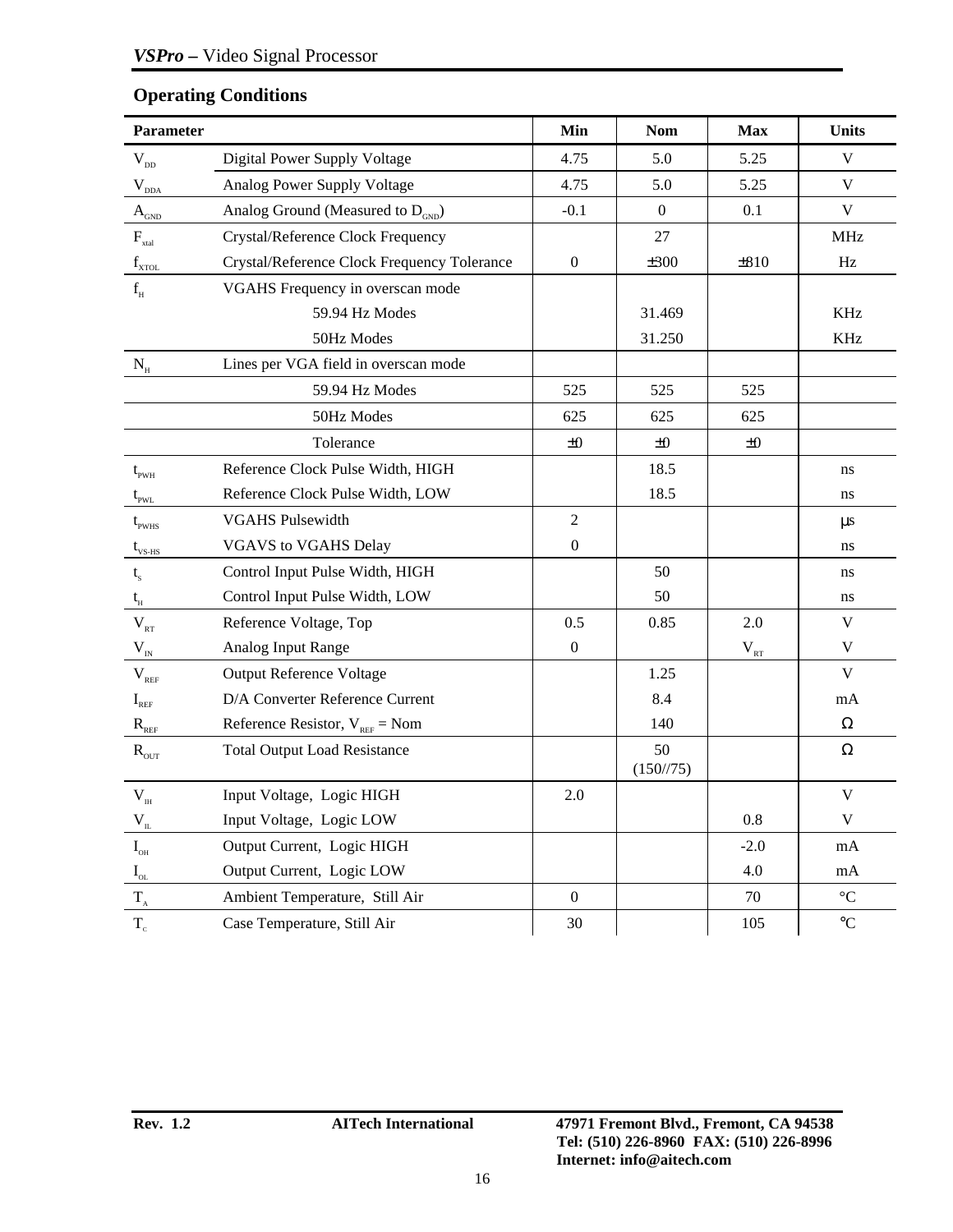## Operating Conditions

| Parameter | | Min | Nom | Max | Units |
|---|---|---|---|---|---|
| $V_{DD}$ | Digital Power Supply Voltage | 4.75 | 5.0 | 5.25 | V |
| $V_{DDA}$ | Analog Power Supply Voltage | 4.75 | 5.0 | 5.25 | V |
| $A_{GND}$ | Analog Ground (Measured to $D_{GND}$) | -0.1 | 0 | 0.1 | V |
| $F_{xtal}$ | Crystal/Reference Clock Frequency | | 27 | | MHz |
| $f_{XTOL}$ | Crystal/Reference Clock Frequency Tolerance | 0 | ±300 | ±810 | Hz |
| $f_H$ | VGAHS Frequency in overscan mode | | | | |
| | 59.94 Hz Modes | | 31.469 | | KHz |
| | 50Hz Modes | | 31.250 | | KHz |
| $N_H$ | Lines per VGA field in overscan mode | | | | |
| | 59.94 Hz Modes | 525 | 525 | 525 | |
| | 50Hz Modes | 625 | 625 | 625 | |
| | Tolerance | ±0 | ±0 | ±0 | |
| $t_{PWH}$ | Reference Clock Pulse Width, HIGH | | 18.5 | | ns |
| $t_{PWL}$ | Reference Clock Pulse Width, LOW | | 18.5 | | ns |
| $t_{PWHS}$ | VGAHS Pulsewidth | 2 | | | μs |
| $t_{VS-HS}$ | VGAVS to VGAHS Delay | 0 | | | ns |
| $t_S$ | Control Input Pulse Width, HIGH | | 50 | | ns |
| $t_H$ | Control Input Pulse Width, LOW | | 50 | | ns |
| $V_{RT}$ | Reference Voltage, Top | 0.5 | 0.85 | 2.0 | V |
| $V_{IN}$ | Analog Input Range | 0 | | $V_{RT}$ | V |
| $V_{REF}$ | Output Reference Voltage | | 1.25 | | V |
| $I_{REF}$ | D/A Converter Reference Current | | 8.4 | | mA |
| $R_{REF}$ | Reference Resistor, $V_{REF}$ = Nom | | 140 | | Ω |
| $R_{OUT}$ | Total Output Load Resistance | | 50 (150//75) | | Ω |
| $V_{IH}$ | Input Voltage, Logic HIGH | 2.0 | | | V |
| $V_{IL}$ | Input Voltage, Logic LOW | | | 0.8 | V |
| $I_{OH}$ | Output Current, Logic HIGH | | | -2.0 | mA |
| $I_{OL}$ | Output Current, Logic LOW | | | 4.0 | mA |
| $T_A$ | Ambient Temperature, Still Air | 0 | | 70 | °C |
| $T_C$ | Case Temperature, Still Air | 30 | | 105 | °C |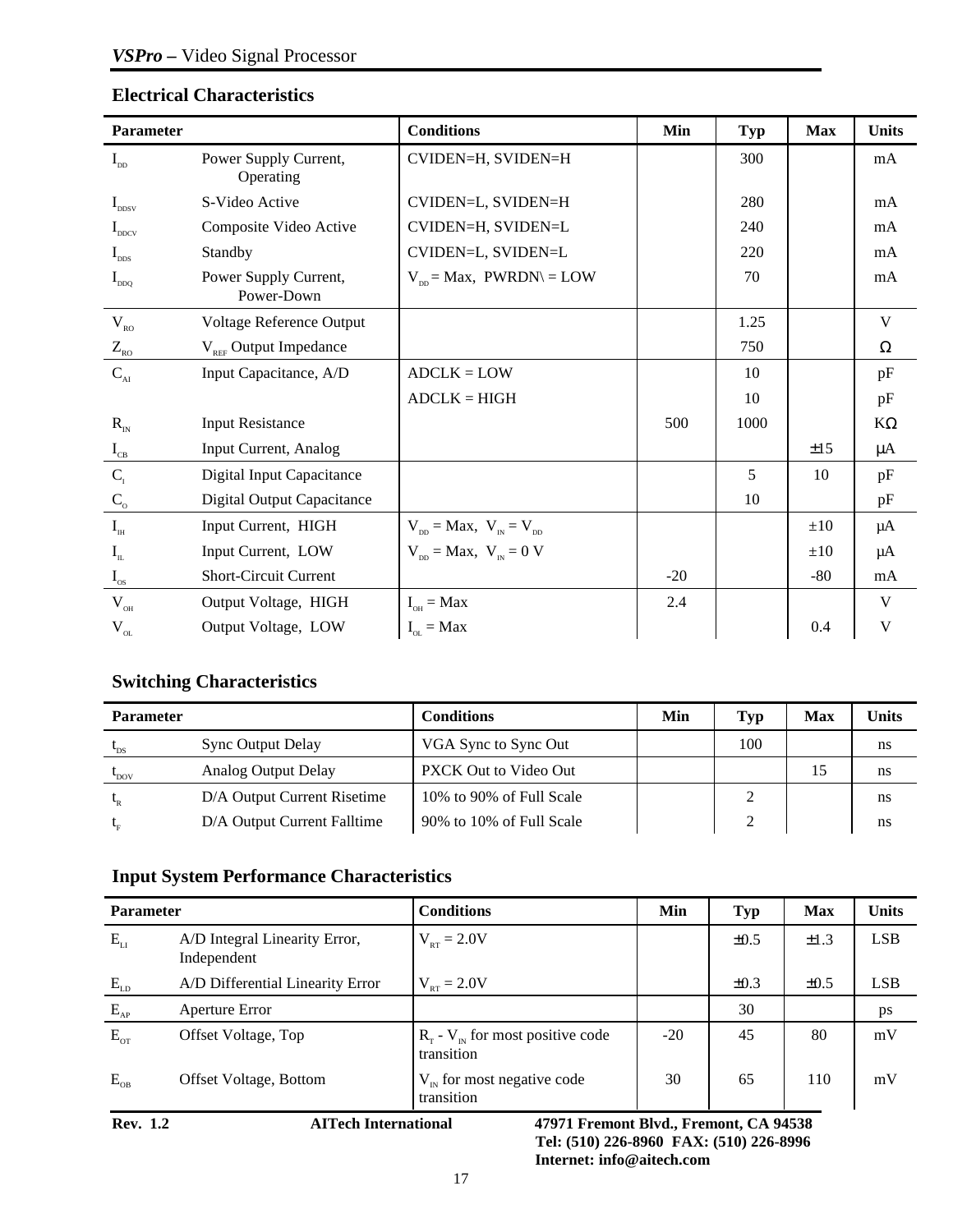## Electrical Characteristics

| Parameter | | Conditions | Min | Typ | Max | Units |
|---|---|---|---|---|---|---|
| $I_{DD}$ | Power Supply Current, Operating | CVIDEN=H, SVIDEN=H | | 300 | | mA |
| $I_{DDSV}$ | S-Video Active | CVIDEN=L, SVIDEN=H | | 280 | | mA |
| $I_{DDCV}$ | Composite Video Active | CVIDEN=H, SVIDEN=L | | 240 | | mA |
| $I_{DDS}$ | Standby | CVIDEN=L, SVIDEN=L | | 220 | | mA |
| $I_{DDQ}$ | Power Supply Current, Power-Down | $V_{DD}$ = Max, PWRDN\ = LOW | | 70 | | mA |
| $V_{RO}$ | Voltage Reference Output | | | 1.25 | | V |
| $Z_{RO}$ | $V_{REF}$ Output Impedance | | | 750 | | Ω |
| $C_{AI}$ | Input Capacitance, A/D | ADCLK = LOW | | 10 | | pF |
| | | ADCLK = HIGH | | 10 | | pF |
| $R_{IN}$ | Input Resistance | | 500 | 1000 | | KΩ |
| $I_{CB}$ | Input Current, Analog | | | | ±15 | µA |
| $C_{I}$ | Digital Input Capacitance | | | 5 | 10 | pF |
| $C_{O}$ | Digital Output Capacitance | | | 10 | | pF |
| $I_{IH}$ | Input Current, HIGH | $V_{DD}$ = Max, $V_{IN}$ = $V_{DD}$ | | | ±10 | µA |
| $I_{IL}$ | Input Current, LOW | $V_{DD}$ = Max, $V_{IN}$ = 0 V | | | ±10 | µA |
| $I_{OS}$ | Short-Circuit Current | | -20 | | -80 | mA |
| $V_{OH}$ | Output Voltage, HIGH | $I_{OH}$ = Max | 2.4 | | | V |
| $V_{OL}$ | Output Voltage, LOW | $I_{OL}$ = Max | | | 0.4 | V |

## Switching Characteristics

| Parameter | | Conditions | Min | Typ | Max | Units |
|---|---|---|---|---|---|---|
| $t_{DS}$ | Sync Output Delay | VGA Sync to Sync Out | | 100 | | ns |
| $t_{DOV}$ | Analog Output Delay | PXCK Out to Video Out | | | 15 | ns |
| $t_{R}$ | D/A Output Current Risetime | 10% to 90% of Full Scale | | 2 | | ns |
| $t_{F}$ | D/A Output Current Falltime | 90% to 10% of Full Scale | | 2 | | ns |

## Input System Performance Characteristics

| Parameter | | Conditions | Min | Typ | Max | Units |
|---|---|---|---|---|---|---|
| $E_{LI}$ | A/D Integral Linearity Error, Independent | $V_{RT}$ = 2.0V | | ±0.5 | ±1.3 | LSB |
| $E_{LD}$ | A/D Differential Linearity Error | $V_{RT}$ = 2.0V | | ±0.3 | ±0.5 | LSB |
| $E_{AP}$ | Aperture Error | | | 30 | | ps |
| $E_{OT}$ | Offset Voltage, Top | $R_{T}$ - $V_{IN}$ for most positive code transition | -20 | 45 | 80 | mV |
| $E_{OB}$ | Offset Voltage, Bottom | $V_{IN}$ for most negative code transition | 30 | 65 | 110 | mV |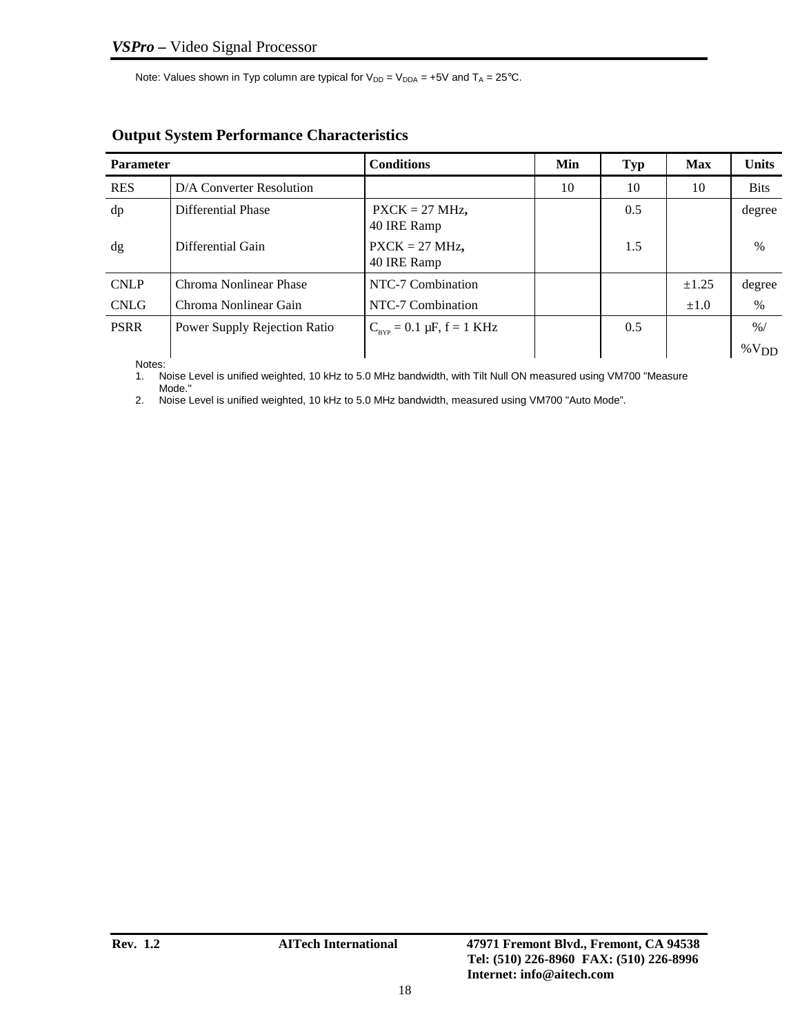Note: Values shown in Typ column are typical for $V_{DD}$ = $V_{DDA}$ = +5V and $T_A$ = 25°C.

## Output System Performance Characteristics

| Parameter | | Conditions | Min | Typ | Max | Units |
|---|---|---|---|---|---|---|
| RES | D/A Converter Resolution | | 10 | 10 | 10 | Bits |
| dp | Differential Phase | PXCK = 27 MHz, 40 IRE Ramp | | 0.5 | | degree |
| dg | Differential Gain | PXCK = 27 MHz, 40 IRE Ramp | | 1.5 | | % |
| CNLP | Chroma Nonlinear Phase | NTC-7 Combination | | | ±1.25 | degree |
| CNLG | Chroma Nonlinear Gain | NTC-7 Combination | | | ±1.0 | % |
| PSRR | Power Supply Rejection Ratio | $C_{BYP}$ = 0.1 µF, f = 1 KHz | | 0.5 | | %/ %$V_{DD}$ |

Notes:

1. Noise Level is unified weighted, 10 kHz to 5.0 MHz bandwidth, with Tilt Null ON measured using VM700 "Measure Mode."
2. Noise Level is unified weighted, 10 kHz to 5.0 MHz bandwidth, measured using VM700 "Auto Mode".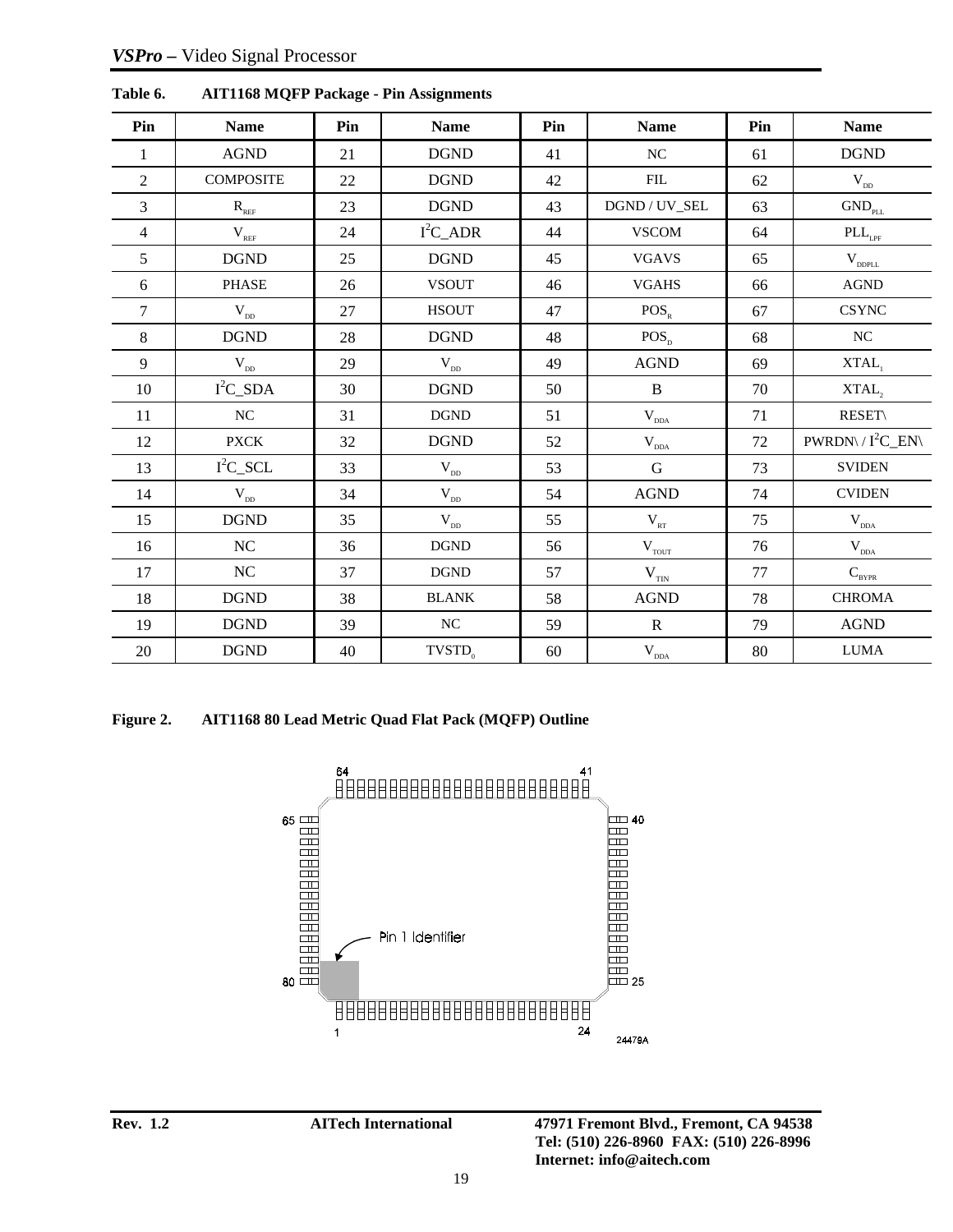**Table 6. AIT1168 MQFP Package - Pin Assignments**

| Pin | Name | Pin | Name | Pin | Name | Pin | Name |
|---|---|---|---|---|---|---|---|
| 1 | AGND | 21 | DGND | 41 | NC | 61 | DGND |
| 2 | COMPOSITE | 22 | DGND | 42 | FIL | 62 | $V_{DD}$ |
| 3 | $R_{REF}$ | 23 | DGND | 43 | DGND / UV_SEL | 63 | $GND_{PLL}$ |
| 4 | $V_{REF}$ | 24 | $I^2C$_ADR | 44 | VSCOM | 64 | $PLL_{LPF}$ |
| 5 | DGND | 25 | DGND | 45 | VGAVS | 65 | $V_{DDPLL}$ |
| 6 | PHASE | 26 | VSOUT | 46 | VGAHS | 66 | AGND |
| 7 | $V_{DD}$ | 27 | HSOUT | 47 | $POS_R$ | 67 | CSYNC |
| 8 | DGND | 28 | DGND | 48 | $POS_D$ | 68 | NC |
| 9 | $V_{DD}$ | 29 | $V_{DD}$ | 49 | AGND | 69 | $XTAL_1$ |
| 10 | $I^2C$_SDA | 30 | DGND | 50 | B | 70 | $XTAL_2$ |
| 11 | NC | 31 | DGND | 51 | $V_{DDA}$ | 71 | RESET\ |
| 12 | PXCK | 32 | DGND | 52 | $V_{DDA}$ | 72 | PWRDN\ / $I^2C$_EN\ |
| 13 | $I^2C$_SCL | 33 | $V_{DD}$ | 53 | G | 73 | SVIDEN |
| 14 | $V_{DD}$ | 34 | $V_{DD}$ | 54 | AGND | 74 | CVIDEN |
| 15 | DGND | 35 | $V_{DD}$ | 55 | $V_{RT}$ | 75 | $V_{DDA}$ |
| 16 | NC | 36 | DGND | 56 | $V_{TOUT}$ | 76 | $V_{DDA}$ |
| 17 | NC | 37 | DGND | 57 | $V_{TIN}$ | 77 | $C_{BYPR}$ |
| 18 | DGND | 38 | BLANK | 58 | AGND | 78 | CHROMA |
| 19 | DGND | 39 | NC | 59 | R | 79 | AGND |
| 20 | DGND | 40 | $TVSTD_0$ | 60 | $V_{DDA}$ | 80 | LUMA |

**Figure 2. AIT1168 80 Lead Metric Quad Flat Pack (MQFP) Outline**

64 41

65 40

Pin 1 Identifier

80 25

1 24

24479A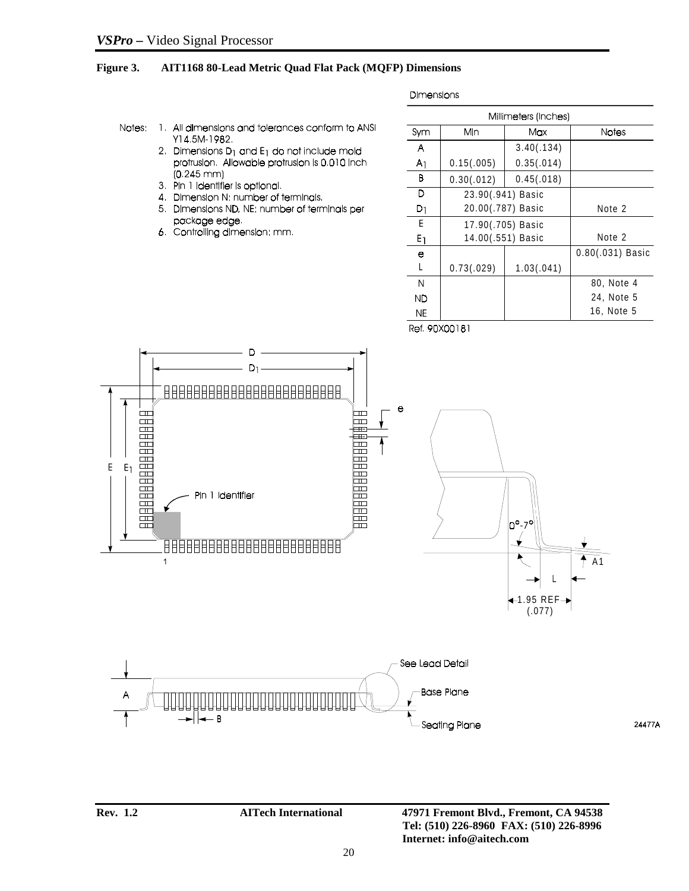**Figure 3. AIT1168 80-Lead Metric Quad Flat Pack (MQFP) Dimensions**

Notes:

1. All dimensions and tolerances conform to ANSI Y14.5M-1982.
2. Dimensions $D_1$ and $E_1$ do not include mold protrusion. Allowable protrusion is 0.010 inch (0.245 mm)
3. Pin 1 identifier is optional.
4. Dimension N: number of terminals.
5. Dimensions ND, NE: number of terminals per package edge.
6. Controlling dimension: mm.

Dimensions

| Sym | Min | Max | Notes |
|---|---|---|---|
| | Millimeters (Inches) | | |
| A | | 3.40(.134) | |
| $A_1$ | 0.15(.005) | 0.35(.014) | |
| B | 0.30(.012) | 0.45(.018) | |
| D | 23.90(.941) Basic | | |
| $D_1$ | 20.00(.787) Basic | | Note 2 |
| E | 17.90(.705) Basic | | |
| $E_1$ | 14.00(.551) Basic | | Note 2 |
| e | | | 0.80(.031) Basic |
| L | 0.73(.029) | 1.03(.041) | |
| N | | | 80, Note 4 |
| ND | | | 24, Note 5 |
| NE | | | 16, Note 5 |

Ref. 90X00181

24477A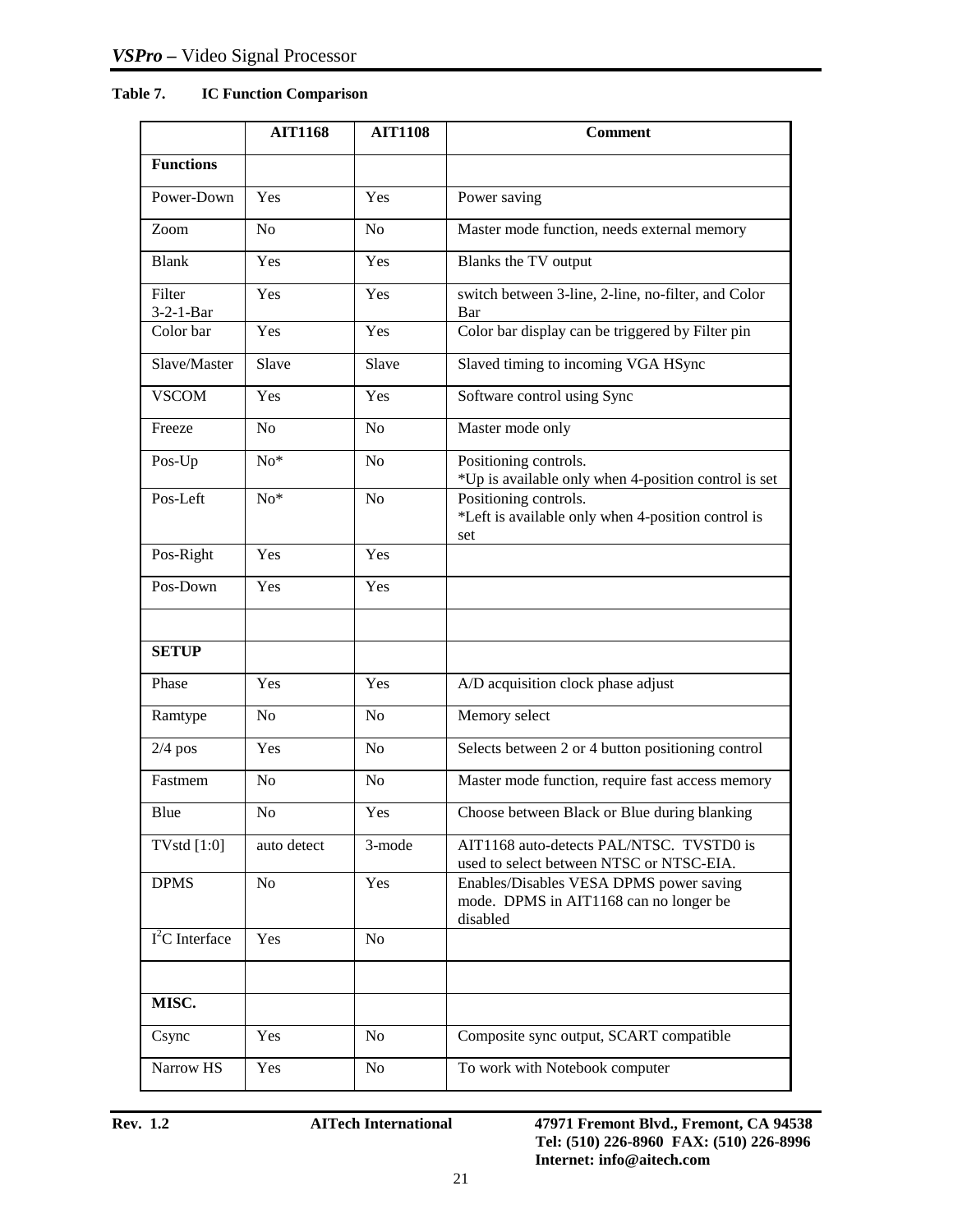**Table 7. IC Function Comparison**

| | AIT1168 | AIT1108 | Comment |
|---|---|---|---|
| **Functions** | | | |
| Power-Down | Yes | Yes | Power saving |
| Zoom | No | No | Master mode function, needs external memory |
| Blank | Yes | Yes | Blanks the TV output |
| Filter 3-2-1-Bar | Yes | Yes | switch between 3-line, 2-line, no-filter, and Color Bar |
| Color bar | Yes | Yes | Color bar display can be triggered by Filter pin |
| Slave/Master | Slave | Slave | Slaved timing to incoming VGA HSync |
| VSCOM | Yes | Yes | Software control using Sync |
| Freeze | No | No | Master mode only |
| Pos-Up | No* | No | Positioning controls. *Up is available only when 4-position control is set |
| Pos-Left | No* | No | Positioning controls. *Left is available only when 4-position control is set |
| Pos-Right | Yes | Yes | |
| Pos-Down | Yes | Yes | |
| | | | |
| **SETUP** | | | |
| Phase | Yes | Yes | A/D acquisition clock phase adjust |
| Ramtype | No | No | Memory select |
| 2/4 pos | Yes | No | Selects between 2 or 4 button positioning control |
| Fastmem | No | No | Master mode function, require fast access memory |
| Blue | No | Yes | Choose between Black or Blue during blanking |
| TVstd [1:0] | auto detect | 3-mode | AIT1168 auto-detects PAL/NTSC. TVSTD0 is used to select between NTSC or NTSC-EIA. |
| DPMS | No | Yes | Enables/Disables VESA DPMS power saving mode. DPMS in AIT1168 can no longer be disabled |
| $I^2C$ Interface | Yes | No | |
| | | | |
| **MISC.** | | | |
| Csync | Yes | No | Composite sync output, SCART compatible |
| Narrow HS | Yes | No | To work with Notebook computer |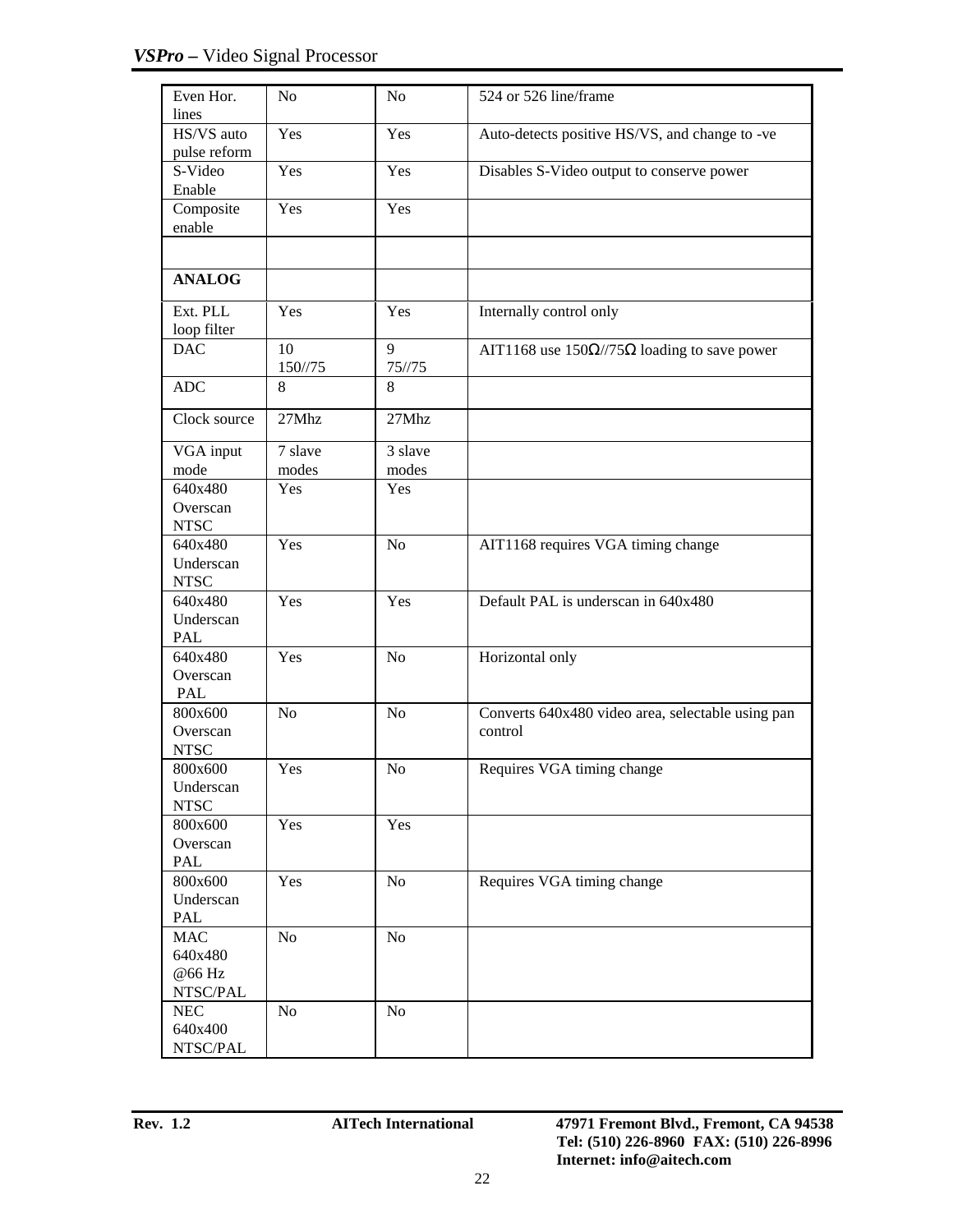| | | | |
|---|---|---|---|
| Even Hor. lines | No | No | 524 or 526 line/frame |
| HS/VS auto pulse reform | Yes | Yes | Auto-detects positive HS/VS, and change to -ve |
| S-Video Enable | Yes | Yes | Disables S-Video output to conserve power |
| Composite enable | Yes | Yes | |
| | | | |
| **ANALOG** | | | |
| Ext. PLL loop filter | Yes | Yes | Internally control only |
| DAC | 10 150//75 | 9 75//75 | AIT1168 use 150Ω//75Ω loading to save power |
| ADC | 8 | 8 | |
| Clock source | 27Mhz | 27Mhz | |
| VGA input mode | 7 slave modes | 3 slave modes | |
| 640x480 Overscan NTSC | Yes | Yes | |
| 640x480 Underscan NTSC | Yes | No | AIT1168 requires VGA timing change |
| 640x480 Underscan PAL | Yes | Yes | Default PAL is underscan in 640x480 |
| 640x480 Overscan PAL | Yes | No | Horizontal only |
| 800x600 Overscan NTSC | No | No | Converts 640x480 video area, selectable using pan control |
| 800x600 Underscan NTSC | Yes | No | Requires VGA timing change |
| 800x600 Overscan PAL | Yes | Yes | |
| 800x600 Underscan PAL | Yes | No | Requires VGA timing change |
| MAC 640x480 @66 Hz NTSC/PAL | No | No | |
| NEC 640x400 NTSC/PAL | No | No | |